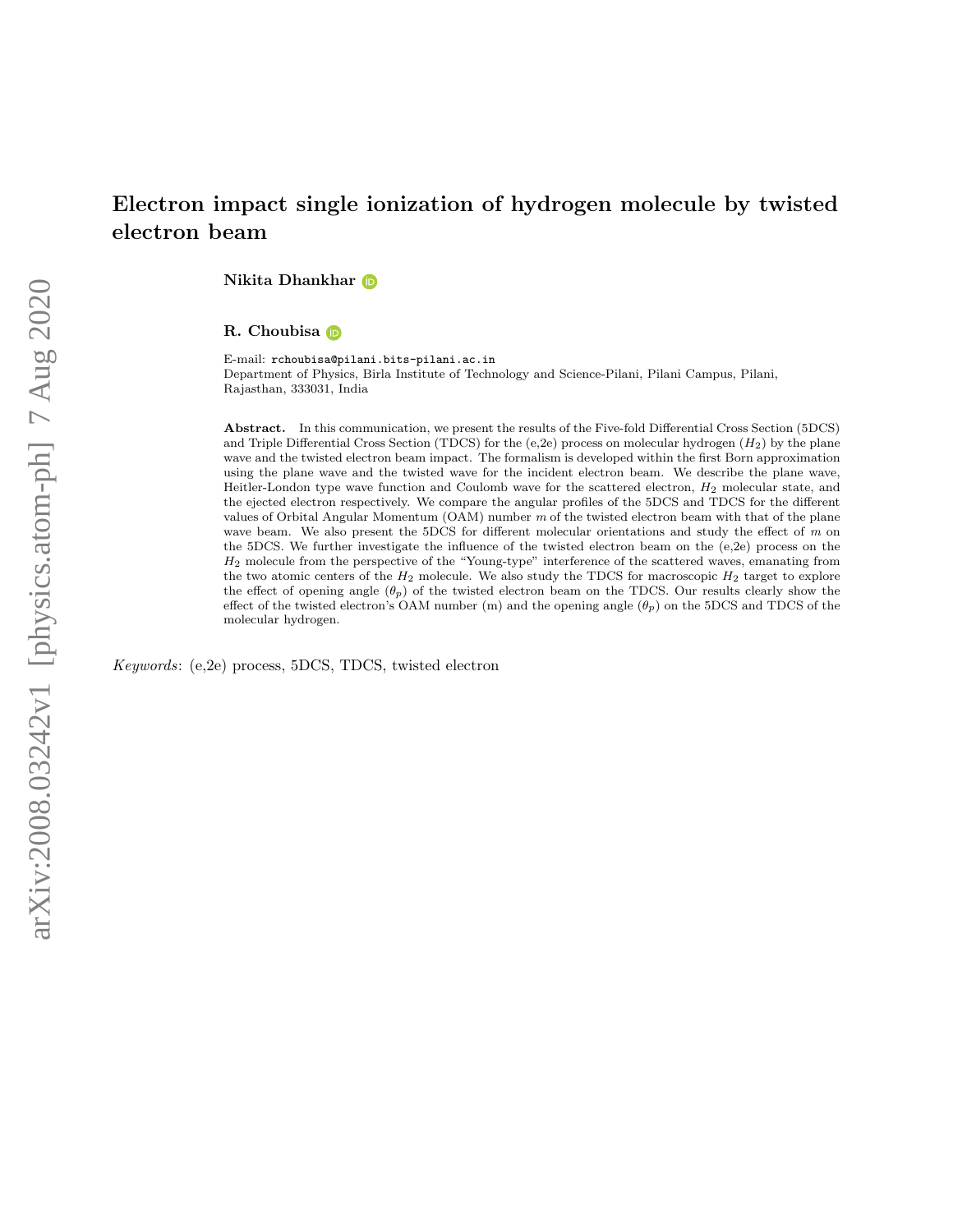# Electron impact single ionization of hydrogen molecule by twisted electron beam

**Nikita Dhankhar**

**R. Choubisa**

E-mail: rchoubisa@pilani.bits-pilani.ac.in

Department of Physics, Birla Institute of Technology and Science-Pilani, Pilani Campus, Pilani, Rajasthan, 333031, India

**Abstract.** In this communication, we present the results of the Five-fold Differential Cross Section (5DCS) and Triple Differential Cross Section (TDCS) for the (e,2e) process on molecular hydrogen ($H_2$) by the plane wave and the twisted electron beam impact. The formalism is developed within the first Born approximation using the plane wave and the twisted wave for the incident electron beam. We describe the plane wave, Heitler-London type wave function and Coulomb wave for the scattered electron, $H_2$ molecular state, and the ejected electron respectively. We compare the angular profiles of the 5DCS and TDCS for the different values of Orbital Angular Momentum (OAM) number $m$ of the twisted electron beam with that of the plane wave beam. We also present the 5DCS for different molecular orientations and study the effect of $m$ on the 5DCS. We further investigate the influence of the twisted electron beam on the (e,2e) process on the $H_2$ molecule from the perspective of the "Young-type" interference of the scattered waves, emanating from the two atomic centers of the $H_2$ molecule. We also study the TDCS for macroscopic $H_2$ target to explore the effect of opening angle ($\theta_p$) of the twisted electron beam on the TDCS. Our results clearly show the effect of the twisted electron's OAM number (m) and the opening angle ($\theta_p$) on the 5DCS and TDCS of the molecular hydrogen.

*Keywords*: (e,2e) process, 5DCS, TDCS, twisted electron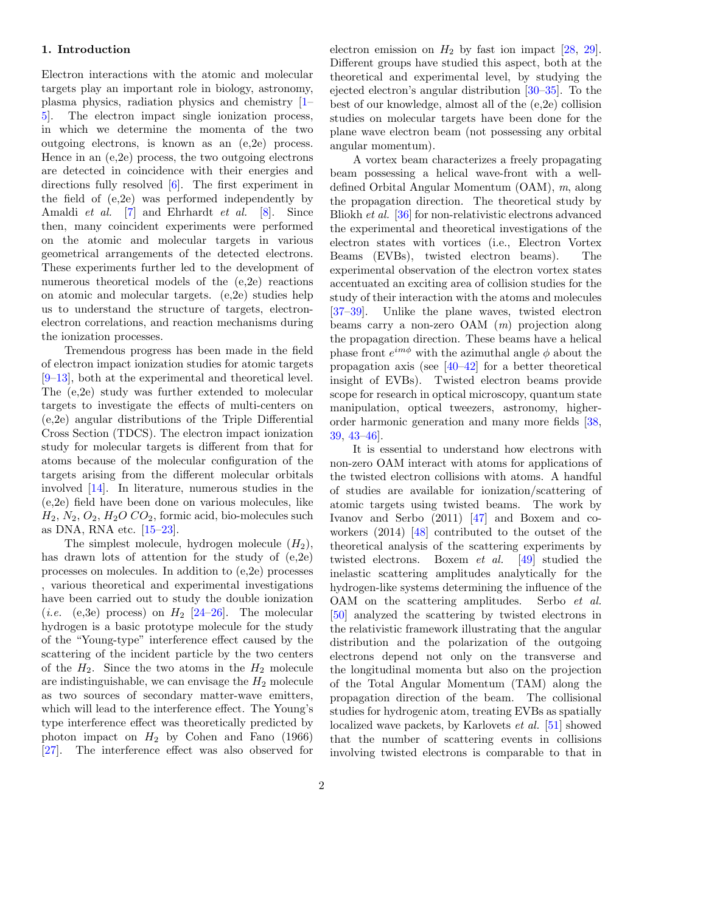## 1. Introduction

Electron interactions with the atomic and molecular targets play an important role in biology, astronomy, plasma physics, radiation physics and chemistry [1–5]. The electron impact single ionization process, in which we determine the momenta of the two outgoing electrons, is known as an (e,2e) process. Hence in an (e,2e) process, the two outgoing electrons are detected in coincidence with their energies and directions fully resolved [6]. The first experiment in the field of (e,2e) was performed independently by Amaldi *et al.* [7] and Ehrhardt *et al.* [8]. Since then, many coincident experiments were performed on the atomic and molecular targets in various geometrical arrangements of the detected electrons. These experiments further led to the development of numerous theoretical models of the (e,2e) reactions on atomic and molecular targets. (e,2e) studies help us to understand the structure of targets, electron-electron correlations, and reaction mechanisms during the ionization processes.

Tremendous progress has been made in the field of electron impact ionization studies for atomic targets [9–13], both at the experimental and theoretical level. The (e,2e) study was further extended to molecular targets to investigate the effects of multi-centers on (e,2e) angular distributions of the Triple Differential Cross Section (TDCS). The electron impact ionization study for molecular targets is different from that for atoms because of the molecular configuration of the targets arising from the different molecular orbitals involved [14]. In literature, numerous studies in the (e,2e) field have been done on various molecules, like $H_2$, $N_2$, $O_2$, $H_2O$ $CO_2$, formic acid, bio-molecules such as DNA, RNA etc. [15–23].

The simplest molecule, hydrogen molecule ($H_2$), has drawn lots of attention for the study of (e,2e) processes on molecules. In addition to (e,2e) processes , various theoretical and experimental investigations have been carried out to study the double ionization (*i.e.* (e,3e) process) on $H_2$ [24–26]. The molecular hydrogen is a basic prototype molecule for the study of the "Young-type" interference effect caused by the scattering of the incident particle by the two centers of the $H_2$. Since the two atoms in the $H_2$ molecule are indistinguishable, we can envisage the $H_2$ molecule as two sources of secondary matter-wave emitters, which will lead to the interference effect. The Young's type interference effect was theoretically predicted by photon impact on $H_2$ by Cohen and Fano (1966) [27]. The interference effect was also observed for electron emission on $H_2$ by fast ion impact [28, 29]. Different groups have studied this aspect, both at the theoretical and experimental level, by studying the ejected electron's angular distribution [30–35]. To the best of our knowledge, almost all of the (e,2e) collision studies on molecular targets have been done for the plane wave electron beam (not possessing any orbital angular momentum).

A vortex beam characterizes a freely propagating beam possessing a helical wave-front with a well-defined Orbital Angular Momentum (OAM), $m$, along the propagation direction. The theoretical study by Bliokh *et al.* [36] for non-relativistic electrons advanced the experimental and theoretical investigations of the electron states with vortices (i.e., Electron Vortex Beams (EVBs), twisted electron beams). The experimental observation of the electron vortex states accentuated an exciting area of collision studies for the study of their interaction with the atoms and molecules [37–39]. Unlike the plane waves, twisted electron beams carry a non-zero OAM ($m$) projection along the propagation direction. These beams have a helical phase front $e^{im\phi}$ with the azimuthal angle $\phi$ about the propagation axis (see [40–42] for a better theoretical insight of EVBs). Twisted electron beams provide scope for research in optical microscopy, quantum state manipulation, optical tweezers, astronomy, higher-order harmonic generation and many more fields [38, 39, 43–46].

It is essential to understand how electrons with non-zero OAM interact with atoms for applications of the twisted electron collisions with atoms. A handful of studies are available for ionization/scattering of atomic targets using twisted beams. The work by Ivanov and Serbo (2011) [47] and Boxem and co-workers (2014) [48] contributed to the outset of the theoretical analysis of the scattering experiments by twisted electrons. Boxem *et al.* [49] studied the inelastic scattering amplitudes analytically for the hydrogen-like systems determining the influence of the OAM on the scattering amplitudes. Serbo *et al.* [50] analyzed the scattering by twisted electrons in the relativistic framework illustrating that the angular distribution and the polarization of the outgoing electrons depend not only on the transverse and the longitudinal momenta but also on the projection of the Total Angular Momentum (TAM) along the propagation direction of the beam. The collisional studies for hydrogenic atom, treating EVBs as spatially localized wave packets, by Karlovets *et al.* [51] showed that the number of scattering events in collisions involving twisted electrons is comparable to that in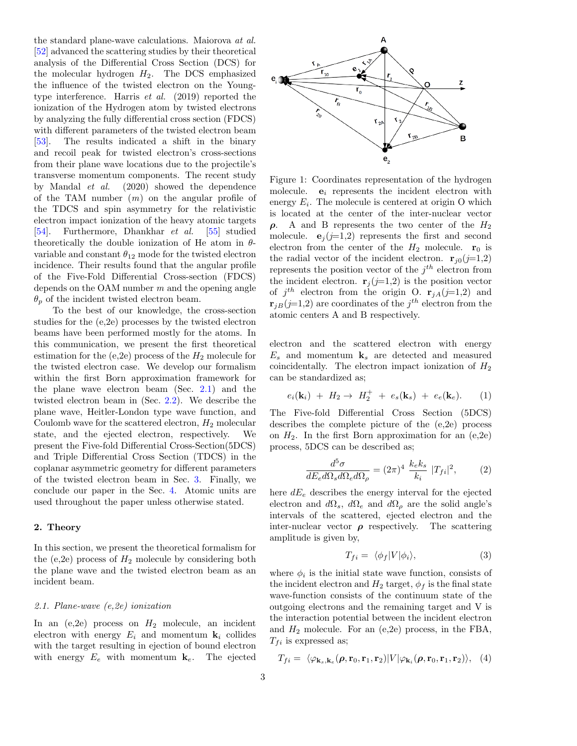the standard plane-wave calculations. Maiorova *at al.* [52] advanced the scattering studies by their theoretical analysis of the Differential Cross Section (DCS) for the molecular hydrogen $H_2$. The DCS emphasized the influence of the twisted electron on the Young-type interference. Harris *et al.* (2019) reported the ionization of the Hydrogen atom by twisted electrons by analyzing the fully differential cross section (FDCS) with different parameters of the twisted electron beam [53]. The results indicated a shift in the binary and recoil peak for twisted electron's cross-sections from their plane wave locations due to the projectile's transverse momentum components. The recent study by Mandal *et al.* (2020) showed the dependence of the TAM number ($m$) on the angular profile of the TDCS and spin asymmetry for the relativistic electron impact ionization of the heavy atomic targets [54]. Furthermore, Dhankhar *et al.* [55] studied theoretically the double ionization of He atom in $\theta$-variable and constant $\theta_{12}$ mode for the twisted electron incidence. Their results found that the angular profile of the Five-Fold Differential Cross-section (FDCS) depends on the OAM number $m$ and the opening angle $\theta_p$ of the incident twisted electron beam.

To the best of our knowledge, the cross-section studies for the (e,2e) processes by the twisted electron beams have been performed mostly for the atoms. In this communication, we present the first theoretical estimation for the (e,2e) process of the $H_2$ molecule for the twisted electron case. We develop our formalism within the first Born approximation framework for the plane wave electron beam (Sec. 2.1) and the twisted electron beam in (Sec. 2.2). We describe the plane wave, Heitler-London type wave function, and Coulomb wave for the scattered electron, $H_2$ molecular state, and the ejected electron, respectively. We present the Five-fold Differential Cross-Section(5DCS) and Triple Differential Cross Section (TDCS) in the coplanar asymmetric geometry for different parameters of the twisted electron beam in Sec. 3. Finally, we conclude our paper in the Sec. 4. Atomic units are used throughout the paper unless otherwise stated.

## 2. Theory

In this section, we present the theoretical formalism for the (e,2e) process of $H_2$ molecule by considering both the plane wave and the twisted electron beam as an incident beam.

### 2.1. Plane-wave (e,2e) ionization

In an (e,2e) process on $H_2$ molecule, an incident electron with energy $E_i$ and momentum $\mathbf{k}_i$ collides with the target resulting in ejection of bound electron with energy $E_e$ with momentum $\mathbf{k}_e$. The ejected electron and the scattered electron with energy $E_s$ and momentum $\mathbf{k}_s$ are detected and measured coincidentally. The electron impact ionization of $H_2$ can be standardized as;

$$e_i(\mathbf{k}_i) \ + \ H_2 \rightarrow \ H_2^+ \ + \ e_s(\mathbf{k}_s) \ + \ e_e(\mathbf{k}_e). \quad (1)$$

The Five-fold Differential Cross Section (5DCS) describes the complete picture of the (e,2e) process on $H_2$. In the first Born approximation for an (e,2e) process, 5DCS can be described as;

$$\frac{d^5\sigma}{dE_e d\Omega_s d\Omega_e d\Omega_\rho} = (2\pi)^4 \ \frac{k_e k_s}{k_i} \ |T_{fi}|^2, \quad (2)$$

here $dE_e$ describes the energy interval for the ejected electron and $d\Omega_s$, $d\Omega_e$ and $d\Omega_\rho$ are the solid angle's intervals of the scattered, ejected electron and the inter-nuclear vector $\boldsymbol{\rho}$ respectively. The scattering amplitude is given by,

$$T_{fi} = \ \langle \phi_f | V | \phi_i \rangle, \quad (3)$$

where $\phi_i$ is the initial state wave function, consists of the incident electron and $H_2$ target, $\phi_f$ is the final state wave-function consists of the continuum state of the outgoing electrons and the remaining target and V is the interaction potential between the incident electron and $H_2$ molecule. For an (e,2e) process, in the FBA, $T_{fi}$ is expressed as;

$$T_{fi} = \ \langle \varphi_{\mathbf{k}_s,\mathbf{k}_e}(\boldsymbol{\rho}, \mathbf{r}_0, \mathbf{r}_1, \mathbf{r}_2) | V | \varphi_{\mathbf{k}_i}(\boldsymbol{\rho}, \mathbf{r}_0, \mathbf{r}_1, \mathbf{r}_2) \rangle, \quad (4)$$

Figure 1: Coordinates representation of the hydrogen molecule. $\mathbf{e}_i$ represents the incident electron with energy $E_i$. The molecule is centered at origin O which is located at the center of the inter-nuclear vector $\boldsymbol{\rho}$. A and B represents the two center of the $H_2$ molecule. $\mathbf{e}_j$($j$=1,2) represents the first and second electron from the center of the $H_2$ molecule. $\mathbf{r}_0$ is the radial vector of the incident electron. $\mathbf{r}_{j0}$($j$=1,2) represents the position vector of the $j^{th}$ electron from the incident electron. $\mathbf{r}_j$($j$=1,2) is the position vector of $j^{th}$ electron from the origin O. $\mathbf{r}_{jA}$($j$=1,2) and $\mathbf{r}_{jB}$($j$=1,2) are coordinates of the $j^{th}$ electron from the atomic centers A and B respectively.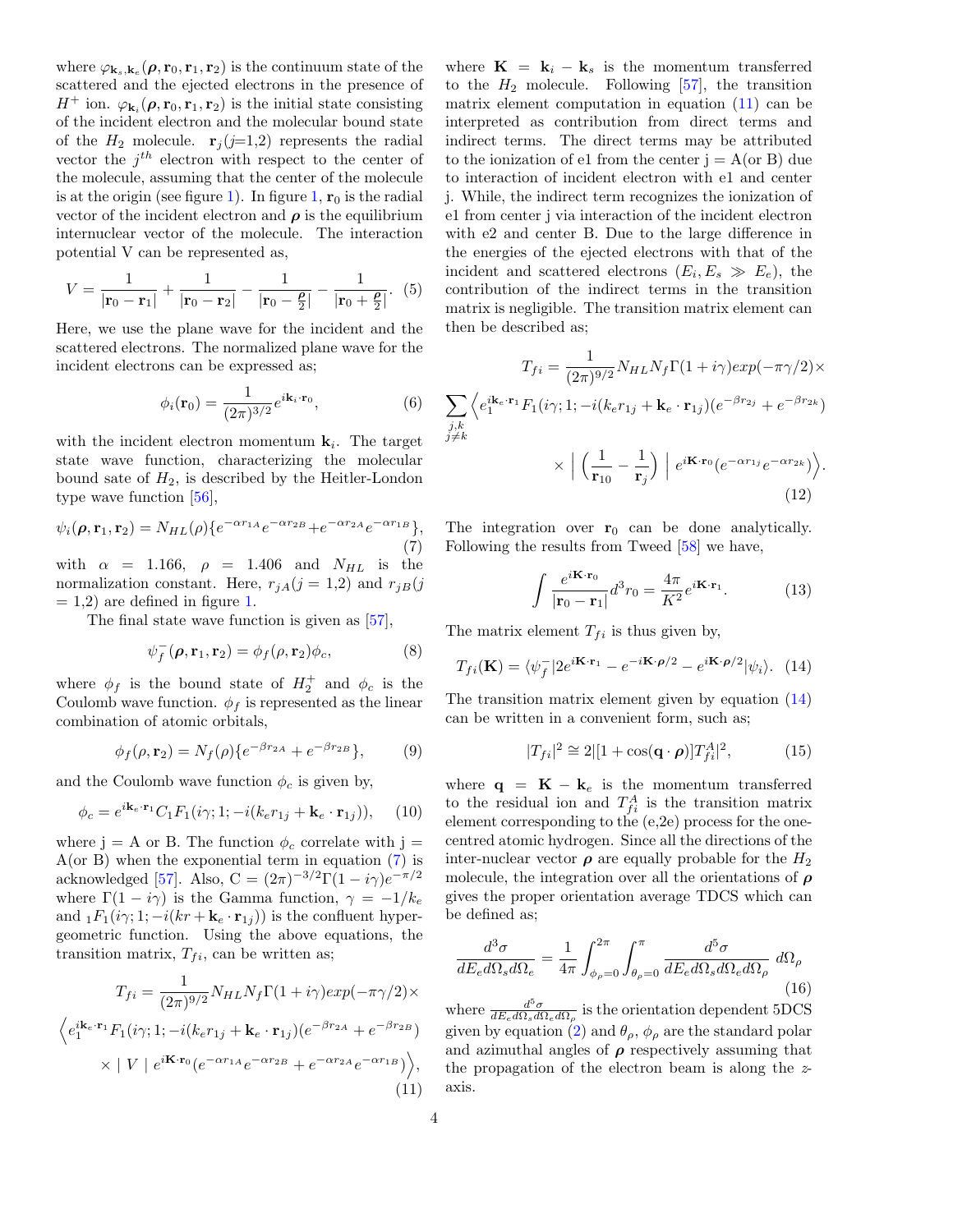where $\varphi_{\mathbf{k}_s,\mathbf{k}_e}(\boldsymbol{\rho}, \mathbf{r}_0, \mathbf{r}_1, \mathbf{r}_2)$ is the continuum state of the scattered and the ejected electrons in the presence of $H^+$ ion. $\varphi_{\mathbf{k}_i}(\boldsymbol{\rho}, \mathbf{r}_0, \mathbf{r}_1, \mathbf{r}_2)$ is the initial state consisting of the incident electron and the molecular bound state of the $H_2$ molecule. $\mathbf{r}_j$($j$=1,2) represents the radial vector the $j^{th}$ electron with respect to the center of the molecule, assuming that the center of the molecule is at the origin (see figure 1). In figure 1, $\mathbf{r}_0$ is the radial vector of the incident electron and $\boldsymbol{\rho}$ is the equilibrium internuclear vector of the molecule. The interaction potential V can be represented as,

$$V = \frac{1}{|\mathbf{r}_0 - \mathbf{r}_1|} + \frac{1}{|\mathbf{r}_0 - \mathbf{r}_2|} - \frac{1}{|\mathbf{r}_0 - \frac{\boldsymbol{\rho}}{2}|} - \frac{1}{|\mathbf{r}_0 + \frac{\boldsymbol{\rho}}{2}|}. \quad (5)$$

Here, we use the plane wave for the incident and the scattered electrons. The normalized plane wave for the incident electrons can be expressed as;

$$\phi_i(\mathbf{r}_0) = \frac{1}{(2\pi)^{3/2}} e^{i\mathbf{k}_i \cdot \mathbf{r}_0}, \quad (6)$$

with the incident electron momentum $\mathbf{k}_i$. The target state wave function, characterizing the molecular bound sate of $H_2$, is described by the Heitler-London type wave function [56],

$$\psi_i(\boldsymbol{\rho}, \mathbf{r}_1, \mathbf{r}_2) = N_{HL}(\rho)\{e^{-\alpha r_{1A}}e^{-\alpha r_{2B}} + e^{-\alpha r_{2A}}e^{-\alpha r_{1B}}\}, \quad (7)$$

with $\alpha$ = 1.166, $\rho$ = 1.406 and $N_{HL}$ is the normalization constant. Here, $r_{jA}$($j$ = 1,2) and $r_{jB}$($j$ = 1,2) are defined in figure 1.

The final state wave function is given as [57],

$$\psi_f^-(\boldsymbol{\rho}, \mathbf{r}_1, \mathbf{r}_2) = \phi_f(\rho, \mathbf{r}_2)\phi_c, \quad (8)$$

where $\phi_f$ is the bound state of $H_2^+$ and $\phi_c$ is the Coulomb wave function. $\phi_f$ is represented as the linear combination of atomic orbitals,

$$\phi_f(\rho, \mathbf{r}_2) = N_f(\rho)\{e^{-\beta r_{2A}} + e^{-\beta r_{2B}}\}, \quad (9)$$

and the Coulomb wave function $\phi_c$ is given by,

$$\phi_c = e^{i\mathbf{k}_e \cdot \mathbf{r}_1} C_1F_1(i\gamma; 1; -i(k_e r_{1j} + \mathbf{k}_e \cdot \mathbf{r}_{1j})), \quad (10)$$

where j = A or B. The function $\phi_c$ correlate with j = A(or B) when the exponential term in equation (7) is acknowledged [57]. Also, C = $(2\pi)^{-3/2}\Gamma(1 - i\gamma)e^{-\pi/2}$ where $\Gamma(1 - i\gamma)$ is the Gamma function, $\gamma = -1/k_e$ and ${}_1F_1(i\gamma; 1; -i(kr + \mathbf{k}_e \cdot \mathbf{r}_{1j}))$ is the confluent hypergeometric function. Using the above equations, the transition matrix, $T_{fi}$, can be written as;

$$T_{fi} = \frac{1}{(2\pi)^{9/2}} N_{HL} N_f \Gamma(1 + i\gamma) exp(-\pi\gamma/2) \times \Big\langle e_1^{i\mathbf{k}_e \cdot \mathbf{r}_1} F_1(i\gamma; 1; -i(k_e r_{1j} + \mathbf{k}_e \cdot \mathbf{r}_{1j})(e^{-\beta r_{2A}} + e^{-\beta r_{2B}}) \times \mid V \mid e^{i\mathbf{K}\cdot\mathbf{r}_0}(e^{-\alpha r_{1A}}e^{-\alpha r_{2B}} + e^{-\alpha r_{2A}}e^{-\alpha r_{1B}})\Big\rangle, \quad (11)$$

where $\mathbf{K} = \mathbf{k}_i - \mathbf{k}_s$ is the momentum transferred to the $H_2$ molecule. Following [57], the transition matrix element computation in equation (11) can be interpreted as contribution from direct terms and indirect terms. The direct terms may be attributed to the ionization of e1 from the center j = A(or B) due to interaction of incident electron with e1 and center j. While, the indirect term recognizes the ionization of e1 from center j via interaction of the incident electron with e2 and center B. Due to the large difference in the energies of the ejected electrons with that of the incident and scattered electrons ($E_i, E_s \gg E_e$), the contribution of the indirect terms in the transition matrix is negligible. The transition matrix element can then be described as;

$$T_{fi} = \frac{1}{(2\pi)^{9/2}} N_{HL} N_f \Gamma(1 + i\gamma) exp(-\pi\gamma/2) \times \sum_{\substack{j,k \\ j \neq k}} \Big\langle e_1^{i\mathbf{k}_e \cdot \mathbf{r}_1} F_1(i\gamma; 1; -i(k_e r_{1j} + \mathbf{k}_e \cdot \mathbf{r}_{1j})(e^{-\beta r_{2j}} + e^{-\beta r_{2k}}) \times \Big| \Big(\frac{1}{\mathbf{r}_{10}} - \frac{1}{\mathbf{r}_j}\Big) \Big| e^{i\mathbf{K}\cdot\mathbf{r}_0}(e^{-\alpha r_{1j}}e^{-\alpha r_{2k}})\Big\rangle. \quad (12)$$

The integration over $\mathbf{r}_0$ can be done analytically. Following the results from Tweed [58] we have,

$$\int \frac{e^{i\mathbf{K}\cdot\mathbf{r}_0}}{|\mathbf{r}_0 - \mathbf{r}_1|} d^3 r_0 = \frac{4\pi}{K^2} e^{i\mathbf{K}\cdot\mathbf{r}_1}. \quad (13)$$

The matrix element $T_{fi}$ is thus given by,

$$T_{fi}(\mathbf{K}) = \langle \psi_f^- | 2e^{i\mathbf{K}\cdot\mathbf{r}_1} - e^{-i\mathbf{K}\cdot\boldsymbol{\rho}/2} - e^{i\mathbf{K}\cdot\boldsymbol{\rho}/2} | \psi_i \rangle. \quad (14)$$

The transition matrix element given by equation (14) can be written in a convenient form, such as;

$$|T_{fi}|^2 \cong 2|[1 + \cos(\mathbf{q}\cdot\boldsymbol{\rho})] T_{fi}^A|^2, \quad (15)$$

where $\mathbf{q} = \mathbf{K} - \mathbf{k}_e$ is the momentum transferred to the residual ion and $T_{fi}^A$ is the transition matrix element corresponding to the (e,2e) process for the one-centred atomic hydrogen. Since all the directions of the inter-nuclear vector $\boldsymbol{\rho}$ are equally probable for the $H_2$ molecule, the integration over all the orientations of $\boldsymbol{\rho}$ gives the proper orientation average TDCS which can be defined as;

$$\frac{d^3\sigma}{dE_e d\Omega_s d\Omega_e} = \frac{1}{4\pi} \int_{\phi_\rho=0}^{2\pi} \int_{\theta_\rho=0}^{\pi} \frac{d^5\sigma}{dE_e d\Omega_s d\Omega_e d\Omega_\rho} \, d\Omega_\rho \quad (16)$$

where $\frac{d^5\sigma}{dE_e d\Omega_s d\Omega_e d\Omega_\rho}$ is the orientation dependent 5DCS given by equation (2) and $\theta_\rho$, $\phi_\rho$ are the standard polar and azimuthal angles of $\boldsymbol{\rho}$ respectively assuming that the propagation of the electron beam is along the $z$-axis.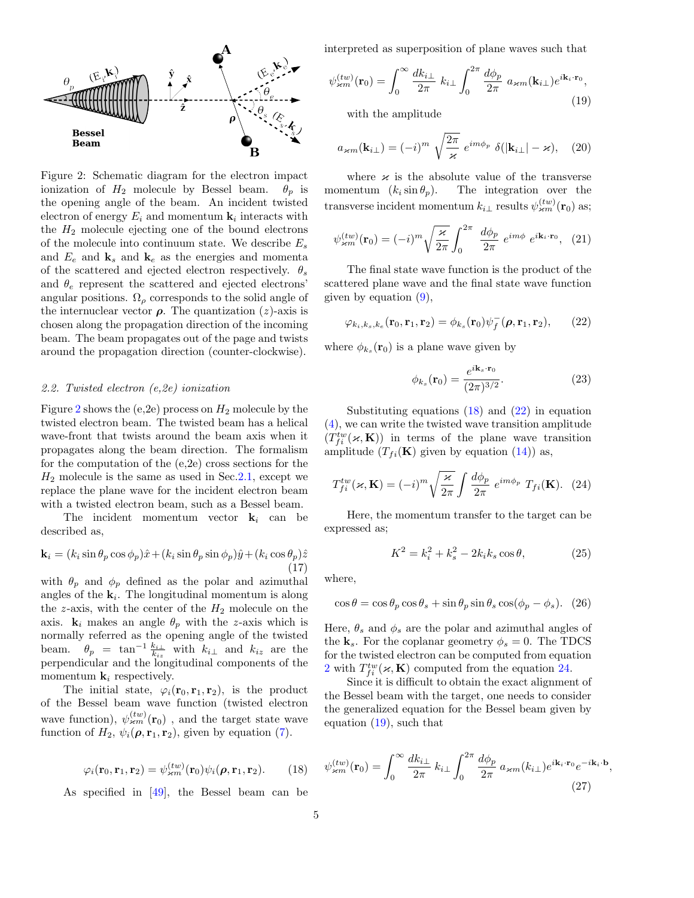Figure 2: Schematic diagram for the electron impact ionization of $H_2$ molecule by Bessel beam. $\theta_p$ is the opening angle of the beam. An incident twisted electron of energy $E_i$ and momentum $\mathbf{k}_i$ interacts with the $H_2$ molecule ejecting one of the bound electrons of the molecule into continuum state. We describe $E_s$ and $E_e$ and $\mathbf{k}_s$ and $\mathbf{k}_e$ as the energies and momenta of the scattered and ejected electron respectively. $\theta_s$ and $\theta_e$ represent the scattered and ejected electrons' angular positions. $\Omega_\rho$ corresponds to the solid angle of the internuclear vector $\boldsymbol{\rho}$. The quantization ($z$)-axis is chosen along the propagation direction of the incoming beam. The beam propagates out of the page and twists around the propagation direction (counter-clockwise).

### *2.2. Twisted electron (e,2e) ionization*

Figure 2 shows the (e,2e) process on $H_2$ molecule by the twisted electron beam. The twisted beam has a helical wave-front that twists around the beam axis when it propagates along the beam direction. The formalism for the computation of the (e,2e) cross sections for the $H_2$ molecule is the same as used in Sec.2.1, except we replace the plane wave for the incident electron beam with a twisted electron beam, such as a Bessel beam.

The incident momentum vector $\mathbf{k}_i$ can be described as,

$$\mathbf{k}_i = (k_i \sin\theta_p \cos\phi_p)\hat{x} + (k_i \sin\theta_p \sin\phi_p)\hat{y} + (k_i \cos\theta_p)\hat{z} \tag{17}$$

with $\theta_p$ and $\phi_p$ defined as the polar and azimuthal angles of the $\mathbf{k}_i$. The longitudinal momentum is along the $z$-axis, with the center of the $H_2$ molecule on the axis. $\mathbf{k}_i$ makes an angle $\theta_p$ with the $z$-axis which is normally referred as the opening angle of the twisted beam. $\theta_p = \tan^{-1}\frac{k_{i\perp}}{k_{iz}}$ with $k_{i\perp}$ and $k_{iz}$ are the perpendicular and the longitudinal components of the momentum $\mathbf{k}_i$ respectively.

The initial state, $\varphi_i(\mathbf{r}_0, \mathbf{r}_1, \mathbf{r}_2)$, is the product of the Bessel beam wave function (twisted electron wave function), $\psi^{(tw)}_{\varkappa m}(\mathbf{r}_0)$, and the target state wave function of $H_2$, $\psi_i(\boldsymbol{\rho}, \mathbf{r}_1, \mathbf{r}_2)$, given by equation (7).

$$\varphi_i(\mathbf{r}_0, \mathbf{r}_1, \mathbf{r}_2) = \psi^{(tw)}_{\varkappa m}(\mathbf{r}_0)\psi_i(\boldsymbol{\rho}, \mathbf{r}_1, \mathbf{r}_2). \tag{18}$$

As specified in [49], the Bessel beam can be interpreted as superposition of plane waves such that

$$\psi^{(tw)}_{\varkappa m}(\mathbf{r}_0) = \int_0^\infty \frac{dk_{i\perp}}{2\pi}\, k_{i\perp} \int_0^{2\pi} \frac{d\phi_p}{2\pi}\, a_{\varkappa m}(\mathbf{k}_{i\perp}) e^{i\mathbf{k}_i\cdot\mathbf{r}_0}, \tag{19}$$

with the amplitude

$$a_{\varkappa m}(\mathbf{k}_{i\perp}) = (-i)^m \sqrt{\frac{2\pi}{\varkappa}}\, e^{im\phi_p}\, \delta(|\mathbf{k}_{i\perp}| - \varkappa), \tag{20}$$

where $\varkappa$ is the absolute value of the transverse momentum ($k_i \sin\theta_p$). The integration over the transverse incident momentum $k_{i\perp}$ results $\psi^{(tw)}_{\varkappa m}(\mathbf{r}_0)$ as;

$$\psi^{(tw)}_{\varkappa m}(\mathbf{r}_0) = (-i)^m \sqrt{\frac{\varkappa}{2\pi}} \int_0^{2\pi} \frac{d\phi_p}{2\pi}\, e^{im\phi}\, e^{i\mathbf{k}_i\cdot\mathbf{r}_0}, \tag{21}$$

The final state wave function is the product of the scattered plane wave and the final state wave function given by equation (9),

$$\varphi_{k_i,k_s,k_e}(\mathbf{r}_0, \mathbf{r}_1, \mathbf{r}_2) = \phi_{k_s}(\mathbf{r}_0)\psi^-_f(\boldsymbol{\rho}, \mathbf{r}_1, \mathbf{r}_2), \tag{22}$$

where $\phi_{k_s}(\mathbf{r}_0)$ is a plane wave given by

$$\phi_{k_s}(\mathbf{r}_0) = \frac{e^{i\mathbf{k}_s\cdot\mathbf{r}_0}}{(2\pi)^{3/2}}. \tag{23}$$

Substituting equations (18) and (22) in equation (4), we can write the twisted wave transition amplitude ($T^{tw}_{fi}(\varkappa, \mathbf{K})$) in terms of the plane wave transition amplitude ($T_{fi}(\mathbf{K})$ given by equation (14)) as,

$$T^{tw}_{fi}(\varkappa, \mathbf{K}) = (-i)^m \sqrt{\frac{\varkappa}{2\pi}} \int \frac{d\phi_p}{2\pi}\, e^{im\phi_p}\, T_{fi}(\mathbf{K}). \tag{24}$$

Here, the momentum transfer to the target can be expressed as;

$$K^2 = k_i^2 + k_s^2 - 2k_i k_s \cos\theta, \tag{25}$$

where,

$$\cos\theta = \cos\theta_p \cos\theta_s + \sin\theta_p \sin\theta_s \cos(\phi_p - \phi_s). \tag{26}$$

Here, $\theta_s$ and $\phi_s$ are the polar and azimuthal angles of the $\mathbf{k}_s$. For the coplanar geometry $\phi_s = 0$. The TDCS for the twisted electron can be computed from equation 2 with $T^{tw}_{fi}(\varkappa, \mathbf{K})$ computed from the equation 24.

Since it is difficult to obtain the exact alignment of the Bessel beam with the target, one needs to consider the generalized equation for the Bessel beam given by equation (19), such that

$$\psi^{(tw)}_{\varkappa m}(\mathbf{r}_0) = \int_0^\infty \frac{dk_{i\perp}}{2\pi}\, k_{i\perp} \int_0^{2\pi} \frac{d\phi_p}{2\pi}\, a_{\varkappa m}(k_{i\perp}) e^{i\mathbf{k}_i\cdot\mathbf{r}_0} e^{-i\mathbf{k}_i\cdot\mathbf{b}}, \tag{27}$$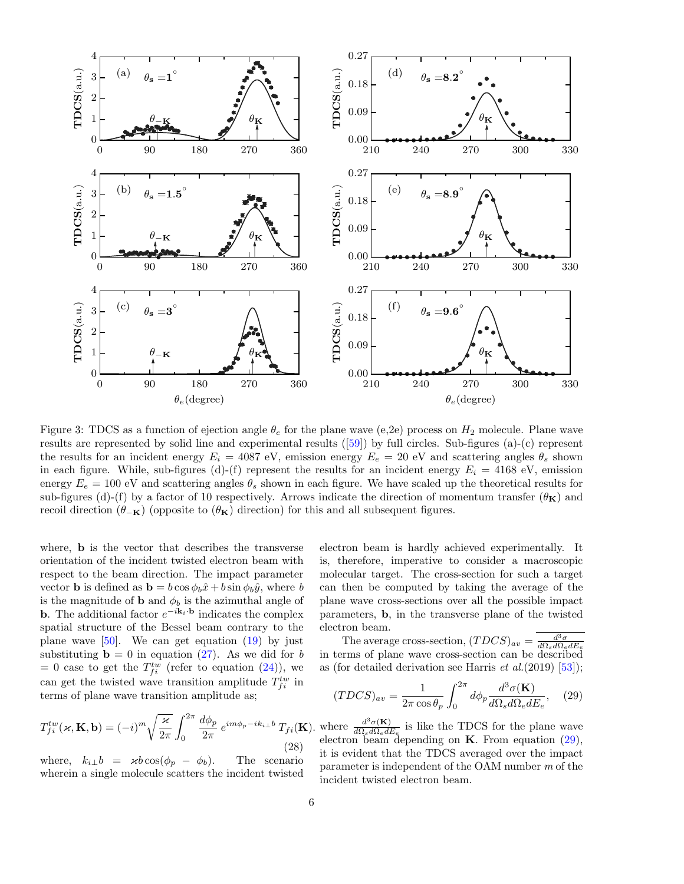Figure 3: TDCS as a function of ejection angle $\theta_e$ for the plane wave (e,2e) process on $H_2$ molecule. Plane wave results are represented by solid line and experimental results ([59]) by full circles. Sub-figures (a)-(c) represent the results for an incident energy $E_i$ = 4087 eV, emission energy $E_e$ = 20 eV and scattering angles $\theta_s$ shown in each figure. While, sub-figures (d)-(f) represent the results for an incident energy $E_i$ = 4168 eV, emission energy $E_e$ = 100 eV and scattering angles $\theta_s$ shown in each figure. We have scaled up the theoretical results for sub-figures (d)-(f) by a factor of 10 respectively. Arrows indicate the direction of momentum transfer ($\theta_{\mathbf{K}}$) and recoil direction ($\theta_{-\mathbf{K}}$) (opposite to ($\theta_{\mathbf{K}}$) direction) for this and all subsequent figures.

where, $\mathbf{b}$ is the vector that describes the transverse orientation of the incident twisted electron beam with respect to the beam direction. The impact parameter vector $\mathbf{b}$ is defined as $\mathbf{b} = b\cos\phi_b\hat{x} + b\sin\phi_b\hat{y}$, where $b$ is the magnitude of $\mathbf{b}$ and $\phi_b$ is the azimuthal angle of $\mathbf{b}$. The additional factor $e^{-i\mathbf{k}_i\cdot\mathbf{b}}$ indicates the complex spatial structure of the Bessel beam contrary to the plane wave [50]. We can get equation (19) by just substituting $\mathbf{b} = 0$ in equation (27). As we did for $b$ = 0 case to get the $T_{fi}^{tw}$ (refer to equation (24)), we can get the twisted wave transition amplitude $T_{fi}^{tw}$ in terms of plane wave transition amplitude as;

$$T_{fi}^{tw}(\varkappa, \mathbf{K}, \mathbf{b}) = (-i)^m \sqrt{\frac{\varkappa}{2\pi}} \int_0^{2\pi} \frac{d\phi_p}{2\pi}\, e^{im\phi_p - ik_{i\perp}b}\, T_{fi}(\mathbf{K}). \quad (28)$$

where, $k_{i\perp}b = \varkappa b\cos(\phi_p - \phi_b)$. The scenario wherein a single molecule scatters the incident twisted electron beam is hardly achieved experimentally. It is, therefore, imperative to consider a macroscopic molecular target. The cross-section for such a target can then be computed by taking the average of the plane wave cross-sections over all the possible impact parameters, $\mathbf{b}$, in the transverse plane of the twisted electron beam.

The average cross-section, $(TDCS)_{av} = \overline{\frac{d^3\sigma}{d\Omega_s d\Omega_e dE_e}}$ in terms of plane wave cross-section can be described as (for detailed derivation see Harris *et al.*(2019) [53]);

$$(TDCS)_{av} = \frac{1}{2\pi\cos\theta_p} \int_0^{2\pi} d\phi_p \frac{d^3\sigma(\mathbf{K})}{d\Omega_s d\Omega_e dE_e}, \quad (29)$$

where $\frac{d^3\sigma(\mathbf{K})}{d\Omega_s d\Omega_e dE_e}$ is like the TDCS for the plane wave electron beam depending on $\mathbf{K}$. From equation (29), it is evident that the TDCS averaged over the impact parameter is independent of the OAM number $m$ of the incident twisted electron beam.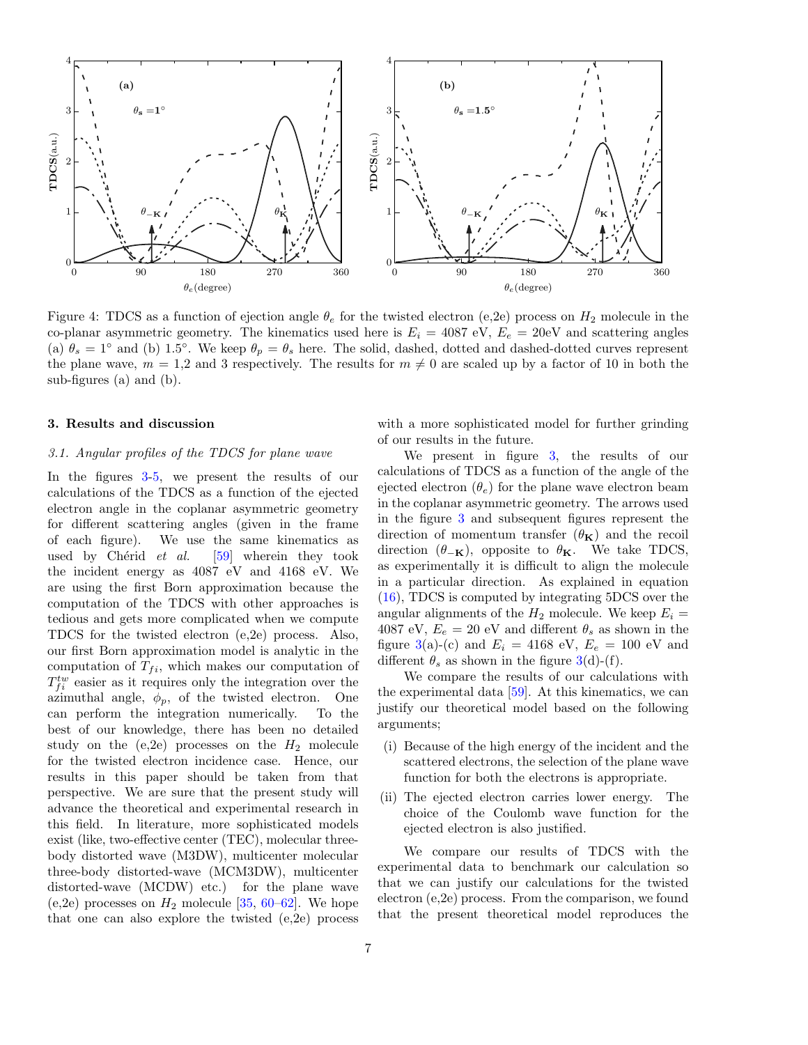Figure 4: TDCS as a function of ejection angle $\theta_e$ for the twisted electron (e,2e) process on $H_2$ molecule in the co-planar asymmetric geometry. The kinematics used here is $E_i = 4087$ eV, $E_e = 20$eV and scattering angles (a) $\theta_s = 1°$ and (b) $1.5°$. We keep $\theta_p = \theta_s$ here. The solid, dashed, dotted and dashed-dotted curves represent the plane wave, $m = 1$,2 and 3 respectively. The results for $m \neq 0$ are scaled up by a factor of 10 in both the sub-figures (a) and (b).

## 3. Results and discussion

### 3.1. Angular profiles of the TDCS for plane wave

In the figures 3-5, we present the results of our calculations of the TDCS as a function of the ejected electron angle in the coplanar asymmetric geometry for different scattering angles (given in the frame of each figure). We use the same kinematics as used by Chérid *et al.* [59] wherein they took the incident energy as 4087 eV and 4168 eV. We are using the first Born approximation because the computation of the TDCS with other approaches is tedious and gets more complicated when we compute TDCS for the twisted electron (e,2e) process. Also, our first Born approximation model is analytic in the computation of $T_{fi}$, which makes our computation of $T_{fi}^{tw}$ easier as it requires only the integration over the azimuthal angle, $\phi_p$, of the twisted electron. One can perform the integration numerically. To the best of our knowledge, there has been no detailed study on the (e,2e) processes on the $H_2$ molecule for the twisted electron incidence case. Hence, our results in this paper should be taken from that perspective. We are sure that the present study will advance the theoretical and experimental research in this field. In literature, more sophisticated models exist (like, two-effective center (TEC), molecular three-body distorted wave (M3DW), multicenter molecular three-body distorted-wave (MCM3DW), multicenter distorted-wave (MCDW) etc.) for the plane wave (e,2e) processes on $H_2$ molecule [35, 60–62]. We hope that one can also explore the twisted (e,2e) process with a more sophisticated model for further grinding of our results in the future.

We present in figure 3, the results of our calculations of TDCS as a function of the angle of the ejected electron ($\theta_e$) for the plane wave electron beam in the coplanar asymmetric geometry. The arrows used in the figure 3 and subsequent figures represent the direction of momentum transfer ($\theta_{\mathbf{K}}$) and the recoil direction ($\theta_{-\mathbf{K}}$), opposite to $\theta_{\mathbf{K}}$. We take TDCS, as experimentally it is difficult to align the molecule in a particular direction. As explained in equation (16), TDCS is computed by integrating 5DCS over the angular alignments of the $H_2$ molecule. We keep $E_i = 4087$ eV, $E_e = 20$ eV and different $\theta_s$ as shown in the figure 3(a)-(c) and $E_i = 4168$ eV, $E_e = 100$ eV and different $\theta_s$ as shown in the figure 3(d)-(f).

We compare the results of our calculations with the experimental data [59]. At this kinematics, we can justify our theoretical model based on the following arguments;

(i) Because of the high energy of the incident and the scattered electrons, the selection of the plane wave function for both the electrons is appropriate.

(ii) The ejected electron carries lower energy. The choice of the Coulomb wave function for the ejected electron is also justified.

We compare our results of TDCS with the experimental data to benchmark our calculation so that we can justify our calculations for the twisted electron (e,2e) process. From the comparison, we found that the present theoretical model reproduces the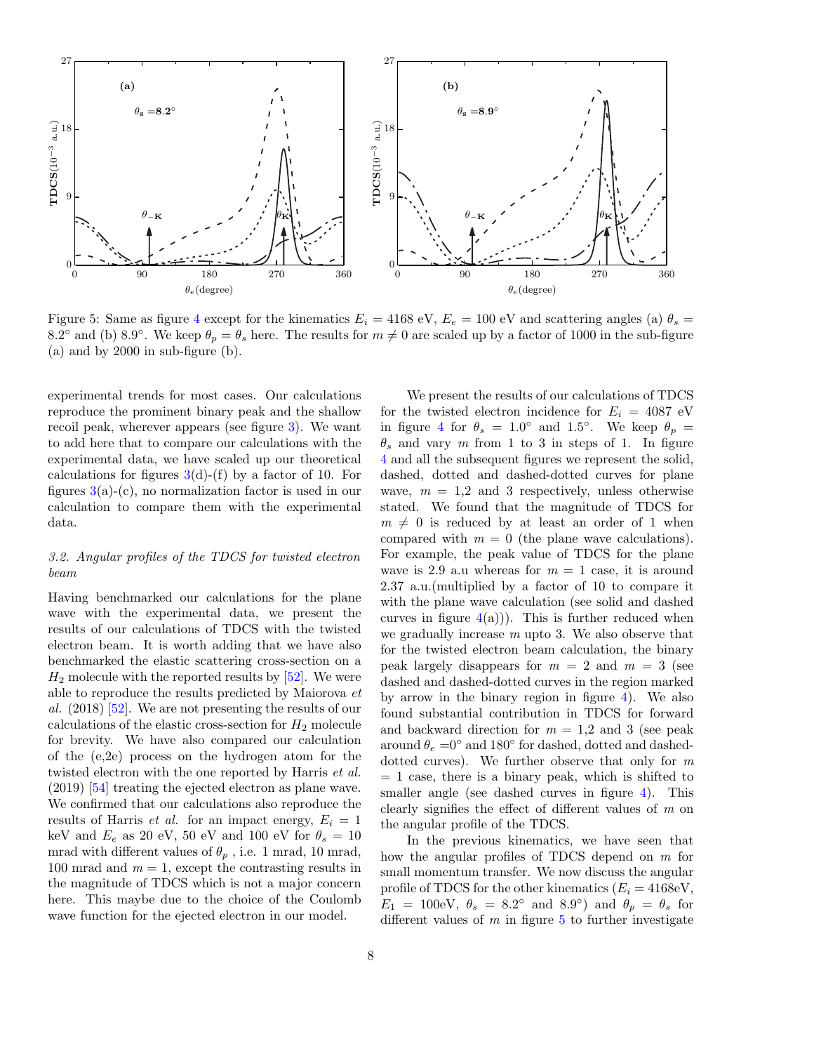Figure 5: Same as figure 4 except for the kinematics $E_i = 4168$ eV, $E_e = 100$ eV and scattering angles (a) $\theta_s = 8.2^\circ$ and (b) $8.9^\circ$. We keep $\theta_p = \theta_s$ here. The results for $m \neq 0$ are scaled up by a factor of 1000 in the sub-figure (a) and by 2000 in sub-figure (b).

experimental trends for most cases. Our calculations reproduce the prominent binary peak and the shallow recoil peak, wherever appears (see figure 3). We want to add here that to compare our calculations with the experimental data, we have scaled up our theoretical calculations for figures 3(d)-(f) by a factor of 10. For figures 3(a)-(c), no normalization factor is used in our calculation to compare them with the experimental data.

### *3.2. Angular profiles of the TDCS for twisted electron beam*

Having benchmarked our calculations for the plane wave with the experimental data, we present the results of our calculations of TDCS with the twisted electron beam. It is worth adding that we have also benchmarked the elastic scattering cross-section on a $H_2$ molecule with the reported results by [52]. We were able to reproduce the results predicted by Maiorova *et al.* (2018) [52]. We are not presenting the results of our calculations of the elastic cross-section for $H_2$ molecule for brevity. We have also compared our calculation of the (e,2e) process on the hydrogen atom for the twisted electron with the one reported by Harris *et al.* (2019) [54] treating the ejected electron as plane wave. We confirmed that our calculations also reproduce the results of Harris *et al.* for an impact energy, $E_i = 1$ keV and $E_e$ as 20 eV, 50 eV and 100 eV for $\theta_s = 10$ mrad with different values of $\theta_p$ , i.e. 1 mrad, 10 mrad, 100 mrad and $m = 1$, except the contrasting results in the magnitude of TDCS which is not a major concern here. This maybe due to the choice of the Coulomb wave function for the ejected electron in our model.

We present the results of our calculations of TDCS for the twisted electron incidence for $E_i = 4087$ eV in figure 4 for $\theta_s = 1.0^\circ$ and $1.5^\circ$. We keep $\theta_p = \theta_s$ and vary $m$ from 1 to 3 in steps of 1. In figure 4 and all the subsequent figures we represent the solid, dashed, dotted and dashed-dotted curves for plane wave, $m$ = 1,2 and 3 respectively, unless otherwise stated. We found that the magnitude of TDCS for $m \neq 0$ is reduced by at least an order of 1 when compared with $m = 0$ (the plane wave calculations). For example, the peak value of TDCS for the plane wave is 2.9 a.u whereas for $m = 1$ case, it is around 2.37 a.u.(multiplied by a factor of 10 to compare it with the plane wave calculation (see solid and dashed curves in figure 4(a))). This is further reduced when we gradually increase $m$ upto 3. We also observe that for the twisted electron beam calculation, the binary peak largely disappears for $m = 2$ and $m = 3$ (see dashed and dashed-dotted curves in the region marked by arrow in the binary region in figure 4). We also found substantial contribution in TDCS for forward and backward direction for $m$ = 1,2 and 3 (see peak around $\theta_e = 0^\circ$ and $180^\circ$ for dashed, dotted and dashed-dotted curves). We further observe that only for $m$ = 1 case, there is a binary peak, which is shifted to smaller angle (see dashed curves in figure 4). This clearly signifies the effect of different values of $m$ on the angular profile of the TDCS.

In the previous kinematics, we have seen that how the angular profiles of TDCS depend on $m$ for small momentum transfer. We now discuss the angular profile of TDCS for the other kinematics ($E_i = 4168$eV, $E_1 = 100$eV, $\theta_s = 8.2^\circ$ and $8.9^\circ$) and $\theta_p = \theta_s$ for different values of $m$ in figure 5 to further investigate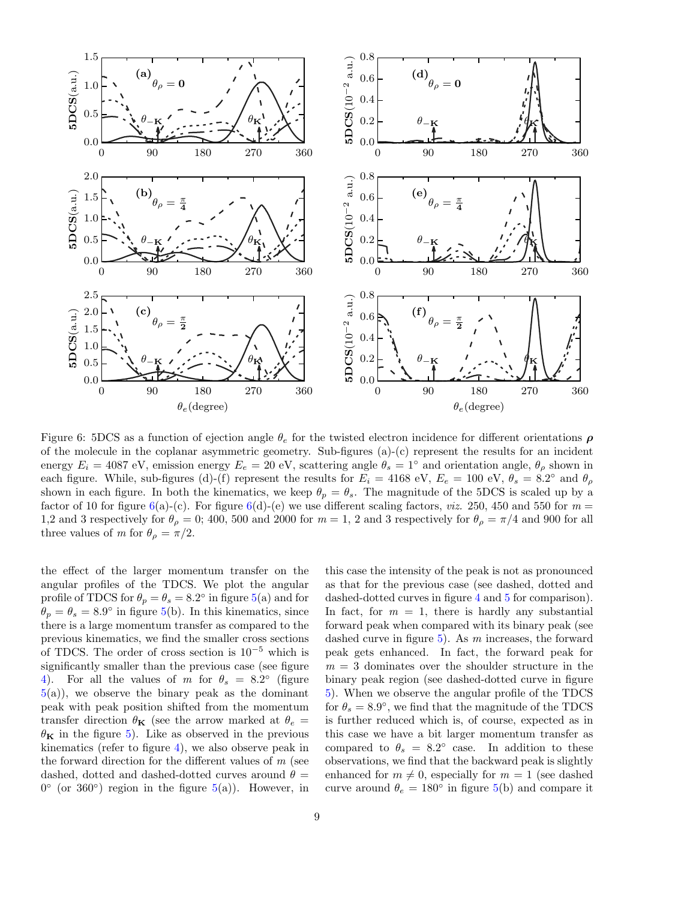Figure 6: 5DCS as a function of ejection angle $\theta_e$ for the twisted electron incidence for different orientations $\boldsymbol{\rho}$ of the molecule in the coplanar asymmetric geometry. Sub-figures (a)-(c) represent the results for an incident energy $E_i = 4087$ eV, emission energy $E_e = 20$ eV, scattering angle $\theta_s = 1^\circ$ and orientation angle, $\theta_\rho$ shown in each figure. While, sub-figures (d)-(f) represent the results for $E_i = 4168$ eV, $E_e = 100$ eV, $\theta_s = 8.2^\circ$ and $\theta_\rho$ shown in each figure. In both the kinematics, we keep $\theta_p = \theta_s$. The magnitude of the 5DCS is scaled up by a factor of 10 for figure 6(a)-(c). For figure 6(d)-(e) we use different scaling factors, *viz.* 250, 450 and 550 for $m =$ 1,2 and 3 respectively for $\theta_\rho = 0$; 400, 500 and 2000 for $m = 1$, 2 and 3 respectively for $\theta_\rho = \pi/4$ and 900 for all three values of $m$ for $\theta_\rho = \pi/2$.

the effect of the larger momentum transfer on the angular profiles of the TDCS. We plot the angular profile of TDCS for $\theta_p = \theta_s = 8.2^\circ$ in figure 5(a) and for $\theta_p = \theta_s = 8.9^\circ$ in figure 5(b). In this kinematics, since there is a large momentum transfer as compared to the previous kinematics, we find the smaller cross sections of TDCS. The order of cross section is $10^{-5}$ which is significantly smaller than the previous case (see figure 4). For all the values of $m$ for $\theta_s = 8.2^\circ$ (figure 5(a)), we observe the binary peak as the dominant peak with peak position shifted from the momentum transfer direction $\theta_{\mathbf{K}}$ (see the arrow marked at $\theta_e = \theta_{\mathbf{K}}$ in the figure 5). Like as observed in the previous kinematics (refer to figure 4), we also observe peak in the forward direction for the different values of $m$ (see dashed, dotted and dashed-dotted curves around $\theta = 0^\circ$ (or $360^\circ$) region in the figure 5(a)). However, in this case the intensity of the peak is not as pronounced as that for the previous case (see dashed, dotted and dashed-dotted curves in figure 4 and 5 for comparison). In fact, for $m = 1$, there is hardly any substantial forward peak when compared with its binary peak (see dashed curve in figure 5). As $m$ increases, the forward peak gets enhanced. In fact, the forward peak for $m = 3$ dominates over the shoulder structure in the binary peak region (see dashed-dotted curve in figure 5). When we observe the angular profile of the TDCS for $\theta_s = 8.9^\circ$, we find that the magnitude of the TDCS is further reduced which is, of course, expected as in this case we have a bit larger momentum transfer as compared to $\theta_s = 8.2^\circ$ case. In addition to these observations, we find that the backward peak is slightly enhanced for $m \neq 0$, especially for $m = 1$ (see dashed curve around $\theta_e = 180^\circ$ in figure 5(b) and compare it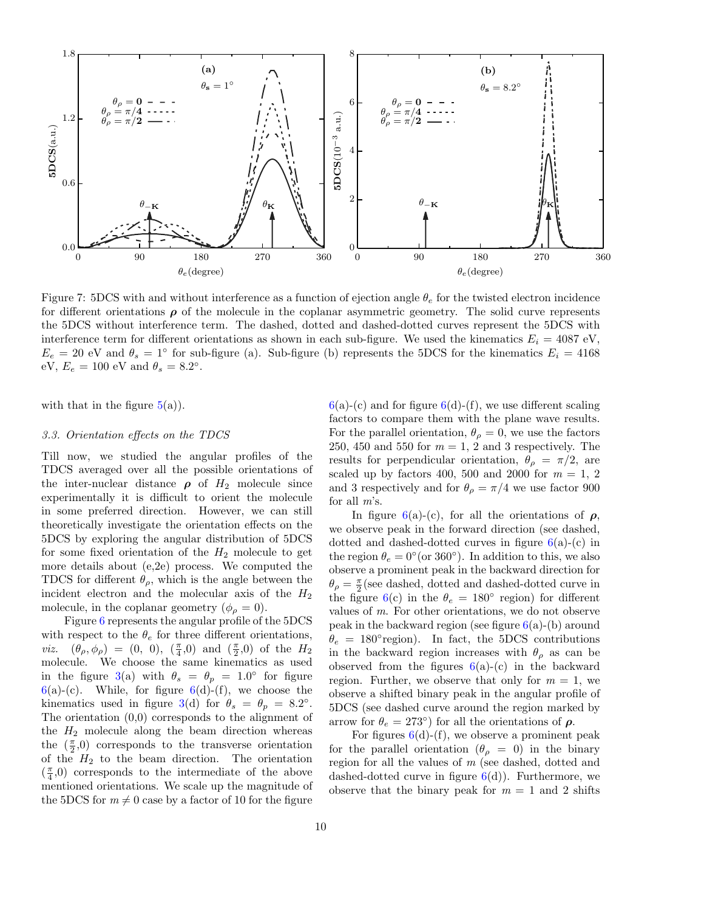Figure 7: 5DCS with and without interference as a function of ejection angle $\theta_e$ for the twisted electron incidence for different orientations $\boldsymbol{\rho}$ of the molecule in the coplanar asymmetric geometry. The solid curve represents the 5DCS without interference term. The dashed, dotted and dashed-dotted curves represent the 5DCS with interference term for different orientations as shown in each sub-figure. We used the kinematics $E_i = 4087$ eV, $E_e = 20$ eV and $\theta_s = 1^\circ$ for sub-figure (a). Sub-figure (b) represents the 5DCS for the kinematics $E_i = 4168$ eV, $E_e = 100$ eV and $\theta_s = 8.2^\circ$.

with that in the figure 5(a)).

### 3.3. Orientation effects on the TDCS

Till now, we studied the angular profiles of the TDCS averaged over all the possible orientations of the inter-nuclear distance $\boldsymbol{\rho}$ of $H_2$ molecule since experimentally it is difficult to orient the molecule in some preferred direction. However, we can still theoretically investigate the orientation effects on the 5DCS by exploring the angular distribution of 5DCS for some fixed orientation of the $H_2$ molecule to get more details about (e,2e) process. We computed the TDCS for different $\theta_\rho$, which is the angle between the incident electron and the molecular axis of the $H_2$ molecule, in the coplanar geometry ($\phi_\rho = 0$).

Figure 6 represents the angular profile of the 5DCS with respect to the $\theta_e$ for three different orientations, *viz.* $(\theta_\rho, \phi_\rho) = (0,\ 0)$, $(\frac{\pi}{4}$,0) and $(\frac{\pi}{2}$,0) of the $H_2$ molecule. We choose the same kinematics as used in the figure 3(a) with $\theta_s = \theta_p = 1.0^\circ$ for figure 6(a)-(c). While, for figure 6(d)-(f), we choose the kinematics used in figure 3(d) for $\theta_s = \theta_p = 8.2^\circ$. The orientation (0,0) corresponds to the alignment of the $H_2$ molecule along the beam direction whereas the $(\frac{\pi}{2}$,0) corresponds to the transverse orientation of the $H_2$ to the beam direction. The orientation $(\frac{\pi}{4}$,0) corresponds to the intermediate of the above mentioned orientations. We scale up the magnitude of the 5DCS for $m \neq 0$ case by a factor of 10 for the figure 6(a)-(c) and for figure 6(d)-(f), we use different scaling factors to compare them with the plane wave results. For the parallel orientation, $\theta_\rho = 0$, we use the factors 250, 450 and 550 for $m = 1$, 2 and 3 respectively. The results for perpendicular orientation, $\theta_\rho = \pi/2$, are scaled up by factors 400, 500 and 2000 for $m = 1$, 2 and 3 respectively and for $\theta_\rho = \pi/4$ we use factor 900 for all $m$'s.

In figure 6(a)-(c), for all the orientations of $\boldsymbol{\rho}$, we observe peak in the forward direction (see dashed, dotted and dashed-dotted curves in figure 6(a)-(c) in the region $\theta_e = 0^\circ$(or $360^\circ$). In addition to this, we also observe a prominent peak in the backward direction for $\theta_\rho = \frac{\pi}{2}$(see dashed, dotted and dashed-dotted curve in the figure 6(c) in the $\theta_e = 180^\circ$ region) for different values of $m$. For other orientations, we do not observe peak in the backward region (see figure 6(a)-(b) around $\theta_e = 180^\circ$region). In fact, the 5DCS contributions in the backward region increases with $\theta_\rho$ as can be observed from the figures 6(a)-(c) in the backward region. Further, we observe that only for $m = 1$, we observe a shifted binary peak in the angular profile of 5DCS (see dashed curve around the region marked by arrow for $\theta_e = 273^\circ$) for all the orientations of $\boldsymbol{\rho}$.

For figures 6(d)-(f), we observe a prominent peak for the parallel orientation ($\theta_\rho = 0$) in the binary region for all the values of $m$ (see dashed, dotted and dashed-dotted curve in figure 6(d)). Furthermore, we observe that the binary peak for $m = 1$ and 2 shifts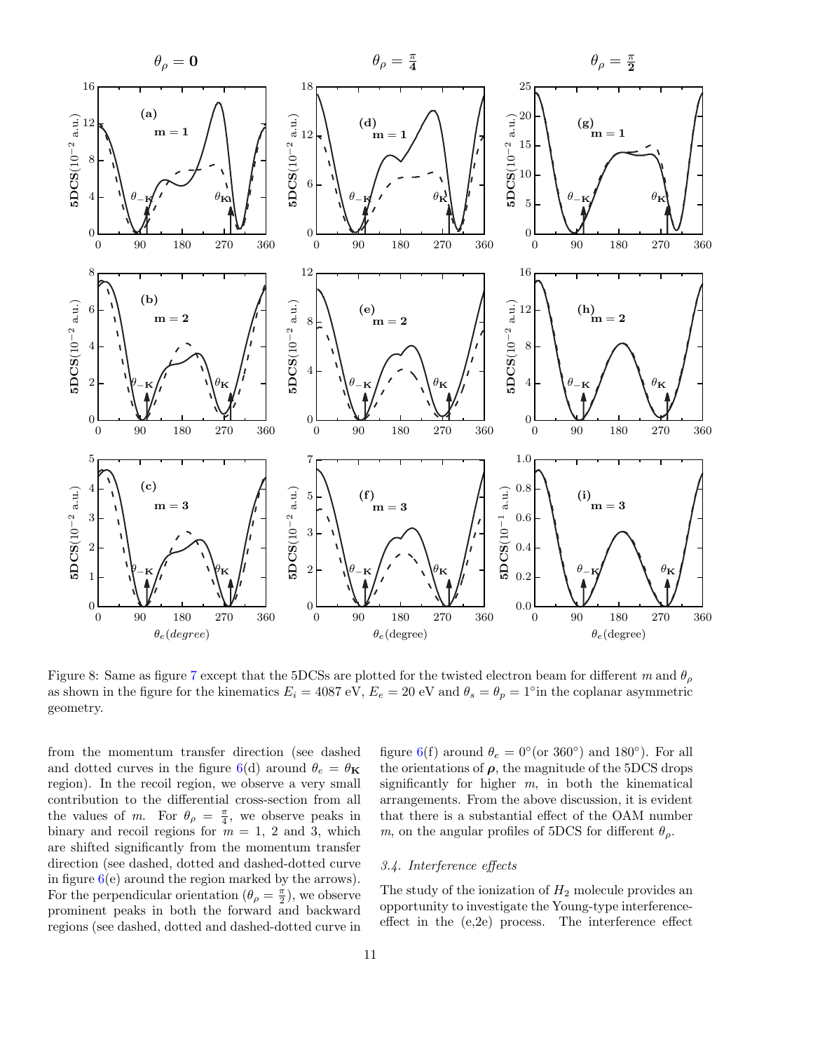Figure 8: Same as figure 7 except that the 5DCSs are plotted for the twisted electron beam for different $m$ and $\theta_\rho$ as shown in the figure for the kinematics $E_i = 4087$ eV, $E_e = 20$ eV and $\theta_s = \theta_p = 1^\circ$in the coplanar asymmetric geometry.

from the momentum transfer direction (see dashed and dotted curves in the figure 6(d) around $\theta_e = \theta_{\mathbf{K}}$ region). In the recoil region, we observe a very small contribution to the differential cross-section from all the values of $m$. For $\theta_\rho = \frac{\pi}{4}$, we observe peaks in binary and recoil regions for $m = 1$, 2 and 3, which are shifted significantly from the momentum transfer direction (see dashed, dotted and dashed-dotted curve in figure 6(e) around the region marked by the arrows). For the perpendicular orientation ($\theta_\rho = \frac{\pi}{2}$), we observe prominent peaks in both the forward and backward regions (see dashed, dotted and dashed-dotted curve in figure 6(f) around $\theta_e = 0^\circ$(or $360^\circ$) and $180^\circ$). For all the orientations of $\boldsymbol{\rho}$, the magnitude of the 5DCS drops significantly for higher $m$, in both the kinematical arrangements. From the above discussion, it is evident that there is a substantial effect of the OAM number $m$, on the angular profiles of 5DCS for different $\theta_\rho$.

### 3.4. Interference effects

The study of the ionization of $H_2$ molecule provides an opportunity to investigate the Young-type interference-effect in the (e,2e) process. The interference effect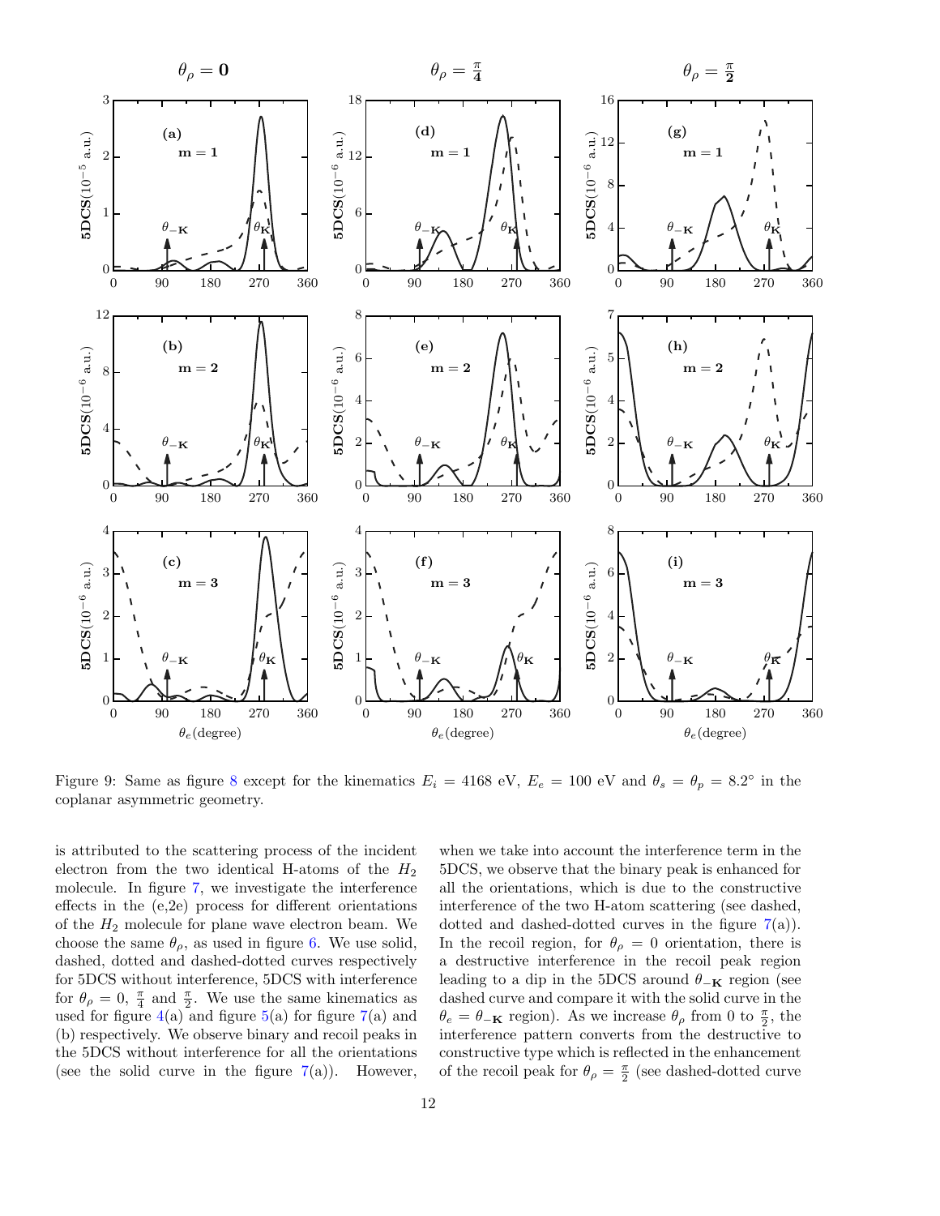Figure 9: Same as figure 8 except for the kinematics $E_i = 4168$ eV, $E_e = 100$ eV and $\theta_s = \theta_p = 8.2^\circ$ in the coplanar asymmetric geometry.

is attributed to the scattering process of the incident electron from the two identical H-atoms of the $H_2$ molecule. In figure 7, we investigate the interference effects in the (e,2e) process for different orientations of the $H_2$ molecule for plane wave electron beam. We choose the same $\theta_\rho$, as used in figure 6. We use solid, dashed, dotted and dashed-dotted curves respectively for 5DCS without interference, 5DCS with interference for $\theta_\rho = 0$, $\frac{\pi}{4}$ and $\frac{\pi}{2}$. We use the same kinematics as used for figure 4(a) and figure 5(a) for figure 7(a) and (b) respectively. We observe binary and recoil peaks in the 5DCS without interference for all the orientations (see the solid curve in the figure 7(a)). However, when we take into account the interference term in the 5DCS, we observe that the binary peak is enhanced for all the orientations, which is due to the constructive interference of the two H-atom scattering (see dashed, dotted and dashed-dotted curves in the figure 7(a)). In the recoil region, for $\theta_\rho = 0$ orientation, there is a destructive interference in the recoil peak region leading to a dip in the 5DCS around $\theta_{-\mathbf{K}}$ region (see dashed curve and compare it with the solid curve in the $\theta_e = \theta_{-\mathbf{K}}$ region). As we increase $\theta_\rho$ from 0 to $\frac{\pi}{2}$, the interference pattern converts from the destructive to constructive type which is reflected in the enhancement of the recoil peak for $\theta_\rho = \frac{\pi}{2}$ (see dashed-dotted curve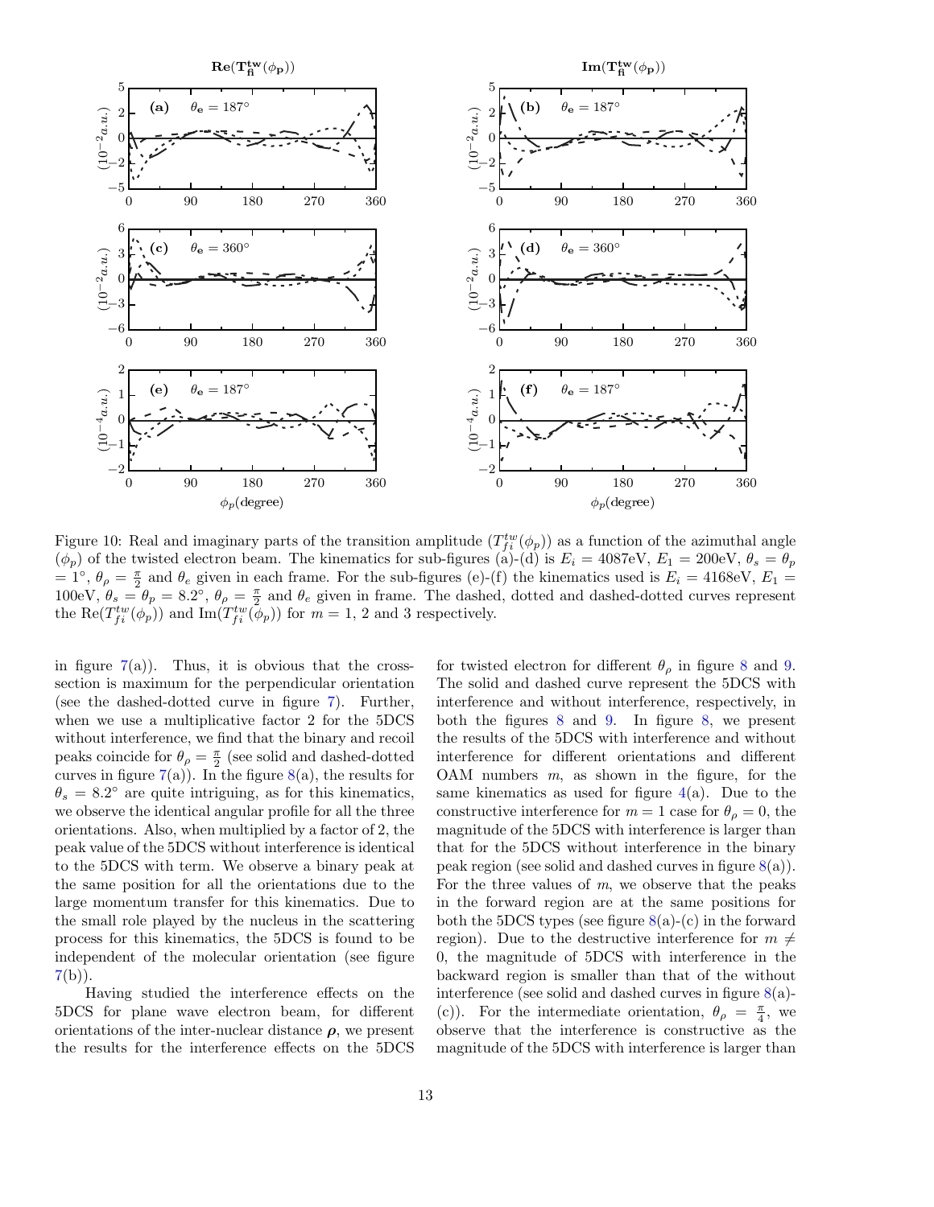Figure 10: Real and imaginary parts of the transition amplitude ($T_{fi}^{tw}(\phi_p)$) as a function of the azimuthal angle ($\phi_p$) of the twisted electron beam. The kinematics for sub-figures (a)-(d) is $E_i$ = 4087eV, $E_1$ = 200eV, $\theta_s = \theta_p$ = 1°, $\theta_\rho = \frac{\pi}{2}$ and $\theta_e$ given in each frame. For the sub-figures (e)-(f) the kinematics used is $E_i$ = 4168eV, $E_1$ = 100eV, $\theta_s = \theta_p = 8.2°$, $\theta_\rho = \frac{\pi}{2}$ and $\theta_e$ given in frame. The dashed, dotted and dashed-dotted curves represent the Re($T_{fi}^{tw}(\phi_p)$) and Im($T_{fi}^{tw}(\phi_p)$) for $m$ = 1, 2 and 3 respectively.

in figure 7(a)). Thus, it is obvious that the cross-section is maximum for the perpendicular orientation (see the dashed-dotted curve in figure 7). Further, when we use a multiplicative factor 2 for the 5DCS without interference, we find that the binary and recoil peaks coincide for $\theta_\rho = \frac{\pi}{2}$ (see solid and dashed-dotted curves in figure 7(a)). In the figure 8(a), the results for $\theta_s = 8.2°$ are quite intriguing, as for this kinematics, we observe the identical angular profile for all the three orientations. Also, when multiplied by a factor of 2, the peak value of the 5DCS without interference is identical to the 5DCS with term. We observe a binary peak at the same position for all the orientations due to the large momentum transfer for this kinematics. Due to the small role played by the nucleus in the scattering process for this kinematics, the 5DCS is found to be independent of the molecular orientation (see figure 7(b)).

Having studied the interference effects on the 5DCS for plane wave electron beam, for different orientations of the inter-nuclear distance $\boldsymbol{\rho}$, we present the results for the interference effects on the 5DCS for twisted electron for different $\theta_\rho$ in figure 8 and 9. The solid and dashed curve represent the 5DCS with interference and without interference, respectively, in both the figures 8 and 9. In figure 8, we present the results of the 5DCS with interference and without interference for different orientations and different OAM numbers $m$, as shown in the figure, for the same kinematics as used for figure 4(a). Due to the constructive interference for $m = 1$ case for $\theta_\rho = 0$, the magnitude of the 5DCS with interference is larger than that for the 5DCS without interference in the binary peak region (see solid and dashed curves in figure 8(a)). For the three values of $m$, we observe that the peaks in the forward region are at the same positions for both the 5DCS types (see figure 8(a)-(c) in the forward region). Due to the destructive interference for $m \neq 0$, the magnitude of 5DCS with interference in the backward region is smaller than that of the without interference (see solid and dashed curves in figure 8(a)-(c)). For the intermediate orientation, $\theta_\rho = \frac{\pi}{4}$, we observe that the interference is constructive as the magnitude of the 5DCS with interference is larger than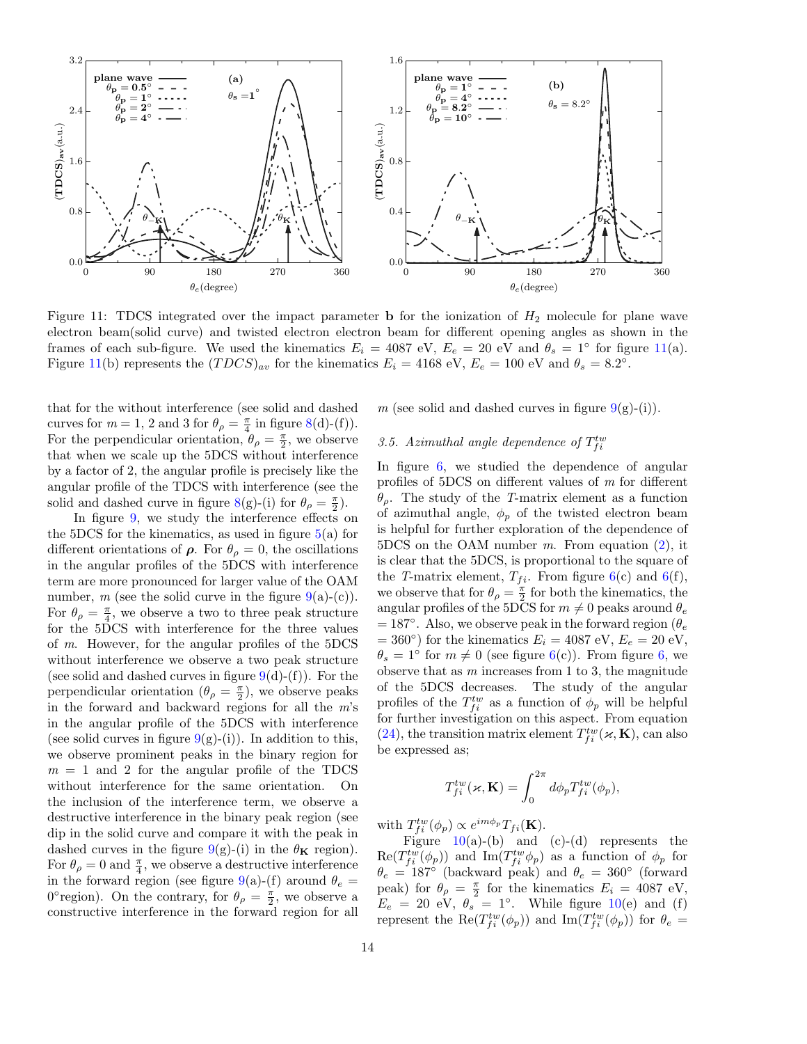Figure 11: TDCS integrated over the impact parameter $\mathbf{b}$ for the ionization of $H_2$ molecule for plane wave electron beam(solid curve) and twisted electron electron beam for different opening angles as shown in the frames of each sub-figure. We used the kinematics $E_i = 4087$ eV, $E_e = 20$ eV and $\theta_s = 1^\circ$ for figure 11(a). Figure 11(b) represents the $(TDCS)_{av}$ for the kinematics $E_i = 4168$ eV, $E_e = 100$ eV and $\theta_s = 8.2^\circ$.

that for the without interference (see solid and dashed curves for $m = 1$, 2 and 3 for $\theta_\rho = \frac{\pi}{4}$ in figure 8(d)-(f)). For the perpendicular orientation, $\theta_\rho = \frac{\pi}{2}$, we observe that when we scale up the 5DCS without interference by a factor of 2, the angular profile is precisely like the angular profile of the TDCS with interference (see the solid and dashed curve in figure 8(g)-(i) for $\theta_\rho = \frac{\pi}{2}$).

In figure 9, we study the interference effects on the 5DCS for the kinematics, as used in figure 5(a) for different orientations of $\boldsymbol{\rho}$. For $\theta_\rho = 0$, the oscillations in the angular profiles of the 5DCS with interference term are more pronounced for larger value of the OAM number, $m$ (see the solid curve in the figure 9(a)-(c)). For $\theta_\rho = \frac{\pi}{4}$, we observe a two to three peak structure for the 5DCS with interference for the three values of $m$. However, for the angular profiles of the 5DCS without interference we observe a two peak structure (see solid and dashed curves in figure 9(d)-(f)). For the perpendicular orientation ($\theta_\rho = \frac{\pi}{2}$), we observe peaks in the forward and backward regions for all the $m$'s in the angular profile of the 5DCS with interference (see solid curves in figure 9(g)-(i)). In addition to this, we observe prominent peaks in the binary region for $m = 1$ and 2 for the angular profile of the TDCS without interference for the same orientation. On the inclusion of the interference term, we observe a destructive interference in the binary peak region (see dip in the solid curve and compare it with the peak in dashed curves in the figure 9(g)-(i) in the $\theta_{\mathbf{K}}$ region). For $\theta_\rho = 0$ and $\frac{\pi}{4}$, we observe a destructive interference in the forward region (see figure 9(a)-(f) around $\theta_e = 0^\circ$region). On the contrary, for $\theta_\rho = \frac{\pi}{2}$, we observe a constructive interference in the forward region for all $m$ (see solid and dashed curves in figure 9(g)-(i)).

### 3.5. Azimuthal angle dependence of $T_{fi}^{tw}$

In figure 6, we studied the dependence of angular profiles of 5DCS on different values of $m$ for different $\theta_\rho$. The study of the $T$-matrix element as a function of azimuthal angle, $\phi_p$ of the twisted electron beam is helpful for further exploration of the dependence of 5DCS on the OAM number $m$. From equation (2), it is clear that the 5DCS, is proportional to the square of the $T$-matrix element, $T_{fi}$. From figure 6(c) and 6(f), we observe that for $\theta_\rho = \frac{\pi}{2}$ for both the kinematics, the angular profiles of the 5DCS for $m \neq 0$ peaks around $\theta_e = 187^\circ$. Also, we observe peak in the forward region ($\theta_e = 360^\circ$) for the kinematics $E_i = 4087$ eV, $E_e = 20$ eV, $\theta_s = 1^\circ$ for $m \neq 0$ (see figure 6(c)). From figure 6, we observe that as $m$ increases from 1 to 3, the magnitude of the 5DCS decreases. The study of the angular profiles of the $T_{fi}^{tw}$ as a function of $\phi_p$ will be helpful for further investigation on this aspect. From equation (24), the transition matrix element $T_{fi}^{tw}(\varkappa, \mathbf{K})$, can also be expressed as;

$$T_{fi}^{tw}(\varkappa, \mathbf{K}) = \int_0^{2\pi} d\phi_p T_{fi}^{tw}(\phi_p),$$

with $T_{fi}^{tw}(\phi_p) \propto e^{im\phi_p} T_{fi}(\mathbf{K})$.

Figure 10(a)-(b) and (c)-(d) represents the $\mathrm{Re}(T_{fi}^{tw}(\phi_p))$ and $\mathrm{Im}(T_{fi}^{tw}\phi_p)$ as a function of $\phi_p$ for $\theta_e = 187^\circ$ (backward peak) and $\theta_e = 360^\circ$ (forward peak) for $\theta_\rho = \frac{\pi}{2}$ for the kinematics $E_i = 4087$ eV, $E_e = 20$ eV, $\theta_s = 1^\circ$. While figure 10(e) and (f) represent the $\mathrm{Re}(T_{fi}^{tw}(\phi_p))$ and $\mathrm{Im}(T_{fi}^{tw}(\phi_p))$ for $\theta_e =$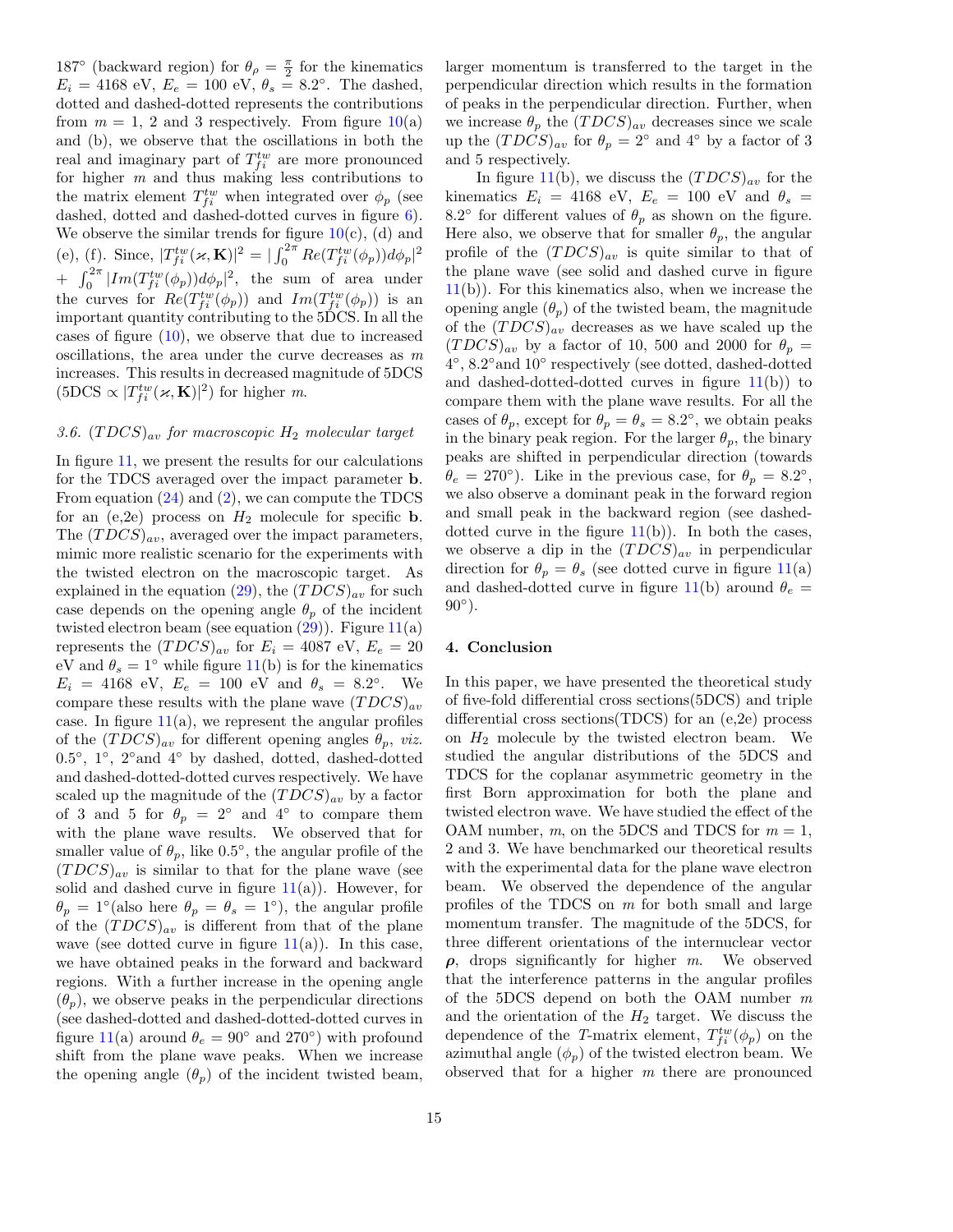187° (backward region) for $\theta_\rho = \frac{\pi}{2}$ for the kinematics $E_i = 4168$ eV, $E_e = 100$ eV, $\theta_s = 8.2°$. The dashed, dotted and dashed-dotted represents the contributions from $m = 1$, 2 and 3 respectively. From figure 10(a) and (b), we observe that the oscillations in both the real and imaginary part of $T^{tw}_{fi}$ are more pronounced for higher $m$ and thus making less contributions to the matrix element $T^{tw}_{fi}$ when integrated over $\phi_p$ (see dashed, dotted and dashed-dotted curves in figure 6). We observe the similar trends for figure 10(c), (d) and (e), (f). Since, $|T^{tw}_{fi}(\varkappa, \mathbf{K})|^2 = |\int_0^{2\pi} Re(T^{tw}_{fi}(\phi_p))d\phi_p|^2 + \int_0^{2\pi} |Im(T^{tw}_{fi}(\phi_p))d\phi_p|^2$, the sum of area under the curves for $Re(T^{tw}_{fi}(\phi_p))$ and $Im(T^{tw}_{fi}(\phi_p))$ is an important quantity contributing to the 5DCS. In all the cases of figure (10), we observe that due to increased oscillations, the area under the curve decreases as $m$ increases. This results in decreased magnitude of 5DCS (5DCS $\propto |T^{tw}_{fi}(\varkappa, \mathbf{K})|^2$) for higher $m$.

### 3.6. $(TDCS)_{av}$ for macroscopic $H_2$ molecular target

In figure 11, we present the results for our calculations for the TDCS averaged over the impact parameter $\mathbf{b}$. From equation (24) and (2), we can compute the TDCS for an (e,2e) process on $H_2$ molecule for specific $\mathbf{b}$. The $(TDCS)_{av}$, averaged over the impact parameters, mimic more realistic scenario for the experiments with the twisted electron on the macroscopic target. As explained in the equation (29), the $(TDCS)_{av}$ for such case depends on the opening angle $\theta_p$ of the incident twisted electron beam (see equation (29)). Figure 11(a) represents the $(TDCS)_{av}$ for $E_i = 4087$ eV, $E_e = 20$ eV and $\theta_s = 1°$ while figure 11(b) is for the kinematics $E_i = 4168$ eV, $E_e = 100$ eV and $\theta_s = 8.2°$. We compare these results with the plane wave $(TDCS)_{av}$ case. In figure 11(a), we represent the angular profiles of the $(TDCS)_{av}$ for different opening angles $\theta_p$, *viz.* 0.5°, 1°, 2°and 4° by dashed, dotted, dashed-dotted and dashed-dotted-dotted curves respectively. We have scaled up the magnitude of the $(TDCS)_{av}$ by a factor of 3 and 5 for $\theta_p = 2°$ and 4° to compare them with the plane wave results. We observed that for smaller value of $\theta_p$, like 0.5°, the angular profile of the $(TDCS)_{av}$ is similar to that for the plane wave (see solid and dashed curve in figure 11(a)). However, for $\theta_p = 1°$(also here $\theta_p = \theta_s = 1°$), the angular profile of the $(TDCS)_{av}$ is different from that of the plane wave (see dotted curve in figure 11(a)). In this case, we have obtained peaks in the forward and backward regions. With a further increase in the opening angle ($\theta_p$), we observe peaks in the perpendicular directions (see dashed-dotted and dashed-dotted-dotted curves in figure 11(a) around $\theta_e = 90°$ and 270°) with profound shift from the plane wave peaks. When we increase the opening angle ($\theta_p$) of the incident twisted beam, larger momentum is transferred to the target in the perpendicular direction which results in the formation of peaks in the perpendicular direction. Further, when we increase $\theta_p$ the $(TDCS)_{av}$ decreases since we scale up the $(TDCS)_{av}$ for $\theta_p = 2°$ and 4° by a factor of 3 and 5 respectively.

In figure 11(b), we discuss the $(TDCS)_{av}$ for the kinematics $E_i = 4168$ eV, $E_e = 100$ eV and $\theta_s = 8.2°$ for different values of $\theta_p$ as shown on the figure. Here also, we observe that for smaller $\theta_p$, the angular profile of the $(TDCS)_{av}$ is quite similar to that of the plane wave (see solid and dashed curve in figure 11(b)). For this kinematics also, when we increase the opening angle ($\theta_p$) of the twisted beam, the magnitude of the $(TDCS)_{av}$ decreases as we have scaled up the $(TDCS)_{av}$ by a factor of 10, 500 and 2000 for $\theta_p = 4°$, 8.2°and 10° respectively (see dotted, dashed-dotted and dashed-dotted-dotted curves in figure 11(b)) to compare them with the plane wave results. For all the cases of $\theta_p$, except for $\theta_p = \theta_s = 8.2°$, we obtain peaks in the binary peak region. For the larger $\theta_p$, the binary peaks are shifted in perpendicular direction (towards $\theta_e = 270°$). Like in the previous case, for $\theta_p = 8.2°$, we also observe a dominant peak in the forward region and small peak in the backward region (see dashed-dotted curve in the figure 11(b)). In both the cases, we observe a dip in the $(TDCS)_{av}$ in perpendicular direction for $\theta_p = \theta_s$ (see dotted curve in figure 11(a) and dashed-dotted curve in figure 11(b) around $\theta_e = 90°$).

## 4. Conclusion

In this paper, we have presented the theoretical study of five-fold differential cross sections(5DCS) and triple differential cross sections(TDCS) for an (e,2e) process on $H_2$ molecule by the twisted electron beam. We studied the angular distributions of the 5DCS and TDCS for the coplanar asymmetric geometry in the first Born approximation for both the plane and twisted electron wave. We have studied the effect of the OAM number, $m$, on the 5DCS and TDCS for $m = 1$, 2 and 3. We have benchmarked our theoretical results with the experimental data for the plane wave electron beam. We observed the dependence of the angular profiles of the TDCS on $m$ for both small and large momentum transfer. The magnitude of the 5DCS, for three different orientations of the internuclear vector $\boldsymbol{\rho}$, drops significantly for higher $m$. We observed that the interference patterns in the angular profiles of the 5DCS depend on both the OAM number $m$ and the orientation of the $H_2$ target. We discuss the dependence of the $T$-matrix element, $T^{tw}_{fi}(\phi_p)$ on the azimuthal angle ($\phi_p$) of the twisted electron beam. We observed that for a higher $m$ there are pronounced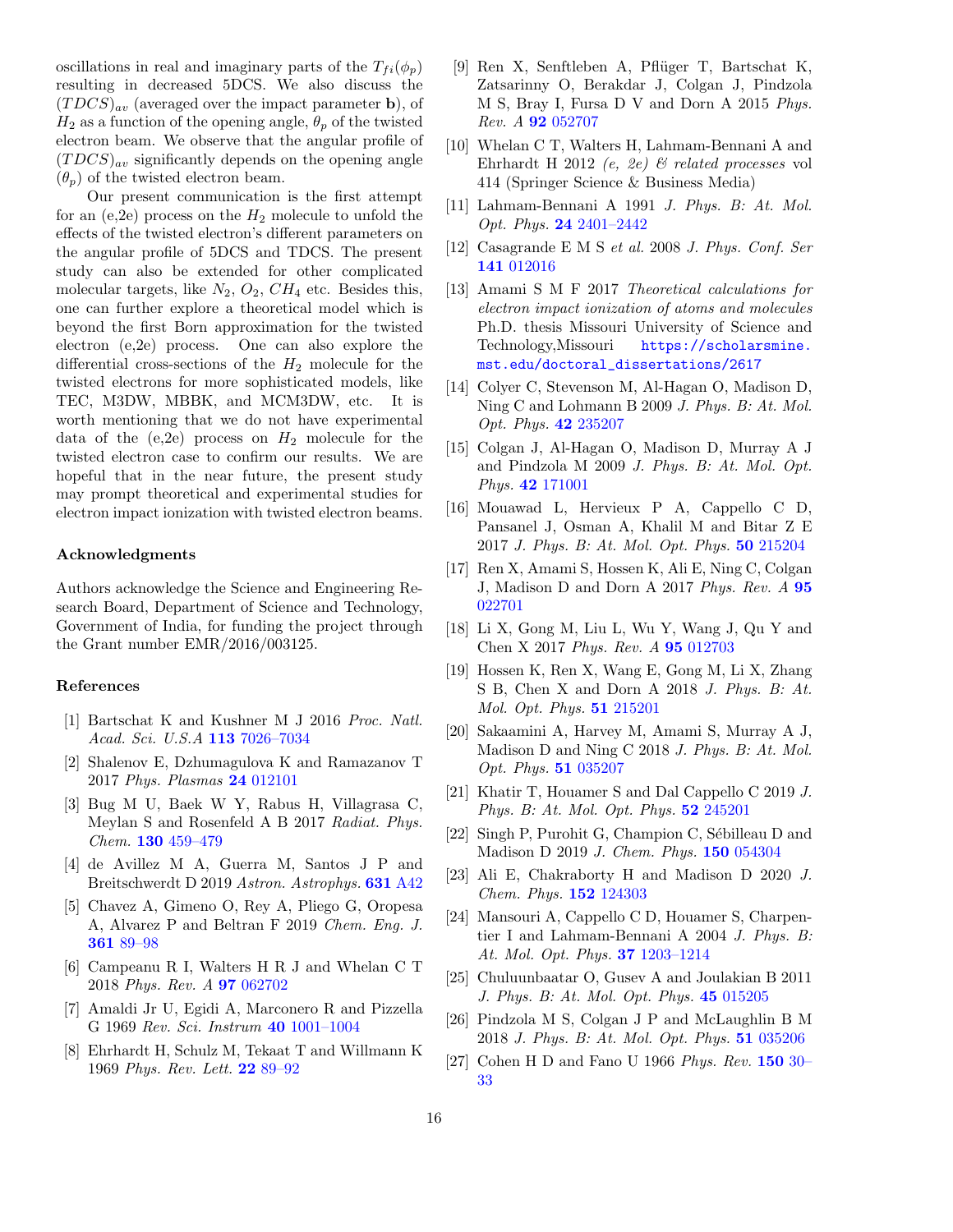oscillations in real and imaginary parts of the $T_{fi}(\phi_p)$ resulting in decreased 5DCS. We also discuss the $(TDCS)_{av}$ (averaged over the impact parameter **b**), of $H_2$ as a function of the opening angle, $\theta_p$ of the twisted electron beam. We observe that the angular profile of $(TDCS)_{av}$ significantly depends on the opening angle $(\theta_p)$ of the twisted electron beam.

Our present communication is the first attempt for an (e,2e) process on the $H_2$ molecule to unfold the effects of the twisted electron's different parameters on the angular profile of 5DCS and TDCS. The present study can also be extended for other complicated molecular targets, like $N_2$, $O_2$, $CH_4$ etc. Besides this, one can further explore a theoretical model which is beyond the first Born approximation for the twisted electron (e,2e) process. One can also explore the differential cross-sections of the $H_2$ molecule for the twisted electrons for more sophisticated models, like TEC, M3DW, MBBK, and MCM3DW, etc. It is worth mentioning that we do not have experimental data of the (e,2e) process on $H_2$ molecule for the twisted electron case to confirm our results. We are hopeful that in the near future, the present study may prompt theoretical and experimental studies for electron impact ionization with twisted electron beams.

## Acknowledgments

Authors acknowledge the Science and Engineering Research Board, Department of Science and Technology, Government of India, for funding the project through the Grant number EMR/2016/003125.

## References

[1] Bartschat K and Kushner M J 2016 *Proc. Natl. Acad. Sci. U.S.A* **113** 7026–7034

[2] Shalenov E, Dzhumagulova K and Ramazanov T 2017 *Phys. Plasmas* **24** 012101

[3] Bug M U, Baek W Y, Rabus H, Villagrasa C, Meylan S and Rosenfeld A B 2017 *Radiat. Phys. Chem.* **130** 459–479

[4] de Avillez M A, Guerra M, Santos J P and Breitschwerdt D 2019 *Astron. Astrophys.* **631** A42

[5] Chavez A, Gimeno O, Rey A, Pliego G, Oropesa A, Alvarez P and Beltran F 2019 *Chem. Eng. J.* **361** 89–98

[6] Campeanu R I, Walters H R J and Whelan C T 2018 *Phys. Rev. A* **97** 062702

[7] Amaldi Jr U, Egidi A, Marconero R and Pizzella G 1969 *Rev. Sci. Instrum* **40** 1001–1004

[8] Ehrhardt H, Schulz M, Tekaat T and Willmann K 1969 *Phys. Rev. Lett.* **22** 89–92

[9] Ren X, Senftleben A, Pflüger T, Bartschat K, Zatsarinny O, Berakdar J, Colgan J, Pindzola M S, Bray I, Fursa D V and Dorn A 2015 *Phys. Rev. A* **92** 052707

[10] Whelan C T, Walters H, Lahmam-Bennani A and Ehrhardt H 2012 *(e, 2e) & related processes* vol 414 (Springer Science & Business Media)

[11] Lahmam-Bennani A 1991 *J. Phys. B: At. Mol. Opt. Phys.* **24** 2401–2442

[12] Casagrande E M S *et al.* 2008 *J. Phys. Conf. Ser* **141** 012016

[13] Amami S M F 2017 *Theoretical calculations for electron impact ionization of atoms and molecules* Ph.D. thesis Missouri University of Science and Technology,Missouri `https://scholarsmine.mst.edu/doctoral_dissertations/2617`

[14] Colyer C, Stevenson M, Al-Hagan O, Madison D, Ning C and Lohmann B 2009 *J. Phys. B: At. Mol. Opt. Phys.* **42** 235207

[15] Colgan J, Al-Hagan O, Madison D, Murray A J and Pindzola M 2009 *J. Phys. B: At. Mol. Opt. Phys.* **42** 171001

[16] Mouawad L, Hervieux P A, Cappello C D, Pansanel J, Osman A, Khalil M and Bitar Z E 2017 *J. Phys. B: At. Mol. Opt. Phys.* **50** 215204

[17] Ren X, Amami S, Hossen K, Ali E, Ning C, Colgan J, Madison D and Dorn A 2017 *Phys. Rev. A* **95** 022701

[18] Li X, Gong M, Liu L, Wu Y, Wang J, Qu Y and Chen X 2017 *Phys. Rev. A* **95** 012703

[19] Hossen K, Ren X, Wang E, Gong M, Li X, Zhang S B, Chen X and Dorn A 2018 *J. Phys. B: At. Mol. Opt. Phys.* **51** 215201

[20] Sakaamini A, Harvey M, Amami S, Murray A J, Madison D and Ning C 2018 *J. Phys. B: At. Mol. Opt. Phys.* **51** 035207

[21] Khatir T, Houamer S and Dal Cappello C 2019 *J. Phys. B: At. Mol. Opt. Phys.* **52** 245201

[22] Singh P, Purohit G, Champion C, Sébilleau D and Madison D 2019 *J. Chem. Phys.* **150** 054304

[23] Ali E, Chakraborty H and Madison D 2020 *J. Chem. Phys.* **152** 124303

[24] Mansouri A, Cappello C D, Houamer S, Charpentier I and Lahmam-Bennani A 2004 *J. Phys. B: At. Mol. Opt. Phys.* **37** 1203–1214

[25] Chuluunbaatar O, Gusev A and Joulakian B 2011 *J. Phys. B: At. Mol. Opt. Phys.* **45** 015205

[26] Pindzola M S, Colgan J P and McLaughlin B M 2018 *J. Phys. B: At. Mol. Opt. Phys.* **51** 035206

[27] Cohen H D and Fano U 1966 *Phys. Rev.* **150** 30–33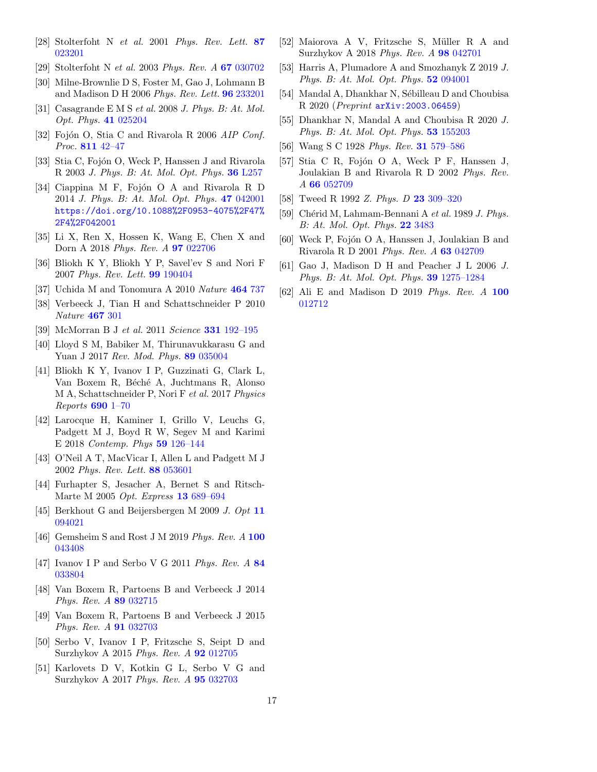[28] Stolterfoht N *et al.* 2001 *Phys. Rev. Lett.* **87** 023201

[29] Stolterfoht N *et al.* 2003 *Phys. Rev. A* **67** 030702

[30] Milne-Brownlie D S, Foster M, Gao J, Lohmann B and Madison D H 2006 *Phys. Rev. Lett.* **96** 233201

[31] Casagrande E M S *et al.* 2008 *J. Phys. B: At. Mol. Opt. Phys.* **41** 025204

[32] Fojón O, Stia C and Rivarola R 2006 *AIP Conf. Proc.* **811** 42–47

[33] Stia C, Fojón O, Weck P, Hanssen J and Rivarola R 2003 *J. Phys. B: At. Mol. Opt. Phys.* **36** L257

[34] Ciappina M F, Fojón O A and Rivarola R D 2014 *J. Phys. B: At. Mol. Opt. Phys.* **47** 042001 https://doi.org/10.1088%2F0953-4075%2F47%2F4%2F042001

[35] Li X, Ren X, Hossen K, Wang E, Chen X and Dorn A 2018 *Phys. Rev. A* **97** 022706

[36] Bliokh K Y, Bliokh Y P, Savel'ev S and Nori F 2007 *Phys. Rev. Lett.* **99** 190404

[37] Uchida M and Tonomura A 2010 *Nature* **464** 737

[38] Verbeeck J, Tian H and Schattschneider P 2010 *Nature* **467** 301

[39] McMorran B J *et al.* 2011 *Science* **331** 192–195

[40] Lloyd S M, Babiker M, Thirunavukkarasu G and Yuan J 2017 *Rev. Mod. Phys.* **89** 035004

[41] Bliokh K Y, Ivanov I P, Guzzinati G, Clark L, Van Boxem R, Béché A, Juchtmans R, Alonso M A, Schattschneider P, Nori F *et al.* 2017 *Physics Reports* **690** 1–70

[42] Larocque H, Kaminer I, Grillo V, Leuchs G, Padgett M J, Boyd R W, Segev M and Karimi E 2018 *Contemp. Phys* **59** 126–144

[43] O'Neil A T, MacVicar I, Allen L and Padgett M J 2002 *Phys. Rev. Lett.* **88** 053601

[44] Furhapter S, Jesacher A, Bernet S and Ritsch-Marte M 2005 *Opt. Express* **13** 689–694

[45] Berkhout G and Beijersbergen M 2009 *J. Opt* **11** 094021

[46] Gemsheim S and Rost J M 2019 *Phys. Rev. A* **100** 043408

[47] Ivanov I P and Serbo V G 2011 *Phys. Rev. A* **84** 033804

[48] Van Boxem R, Partoens B and Verbeeck J 2014 *Phys. Rev. A* **89** 032715

[49] Van Boxem R, Partoens B and Verbeeck J 2015 *Phys. Rev. A* **91** 032703

[50] Serbo V, Ivanov I P, Fritzsche S, Seipt D and Surzhykov A 2015 *Phys. Rev. A* **92** 012705

[51] Karlovets D V, Kotkin G L, Serbo V G and Surzhykov A 2017 *Phys. Rev. A* **95** 032703

[52] Maiorova A V, Fritzsche S, Müller R A and Surzhykov A 2018 *Phys. Rev. A* **98** 042701

[53] Harris A, Plumadore A and Smozhanyk Z 2019 *J. Phys. B: At. Mol. Opt. Phys.* **52** 094001

[54] Mandal A, Dhankhar N, Sébilleau D and Choubisa R 2020 (*Preprint* arXiv:2003.06459)

[55] Dhankhar N, Mandal A and Choubisa R 2020 *J. Phys. B: At. Mol. Opt. Phys.* **53** 155203

[56] Wang S C 1928 *Phys. Rev.* **31** 579–586

[57] Stia C R, Fojón O A, Weck P F, Hanssen J, Joulakian B and Rivarola R D 2002 *Phys. Rev. A* **66** 052709

[58] Tweed R 1992 *Z. Phys. D* **23** 309–320

[59] Chérid M, Lahmam-Bennani A *et al.* 1989 *J. Phys. B: At. Mol. Opt. Phys.* **22** 3483

[60] Weck P, Fojón O A, Hanssen J, Joulakian B and Rivarola R D 2001 *Phys. Rev. A* **63** 042709

[61] Gao J, Madison D H and Peacher J L 2006 *J. Phys. B: At. Mol. Opt. Phys.* **39** 1275–1284

[62] Ali E and Madison D 2019 *Phys. Rev. A* **100** 012712